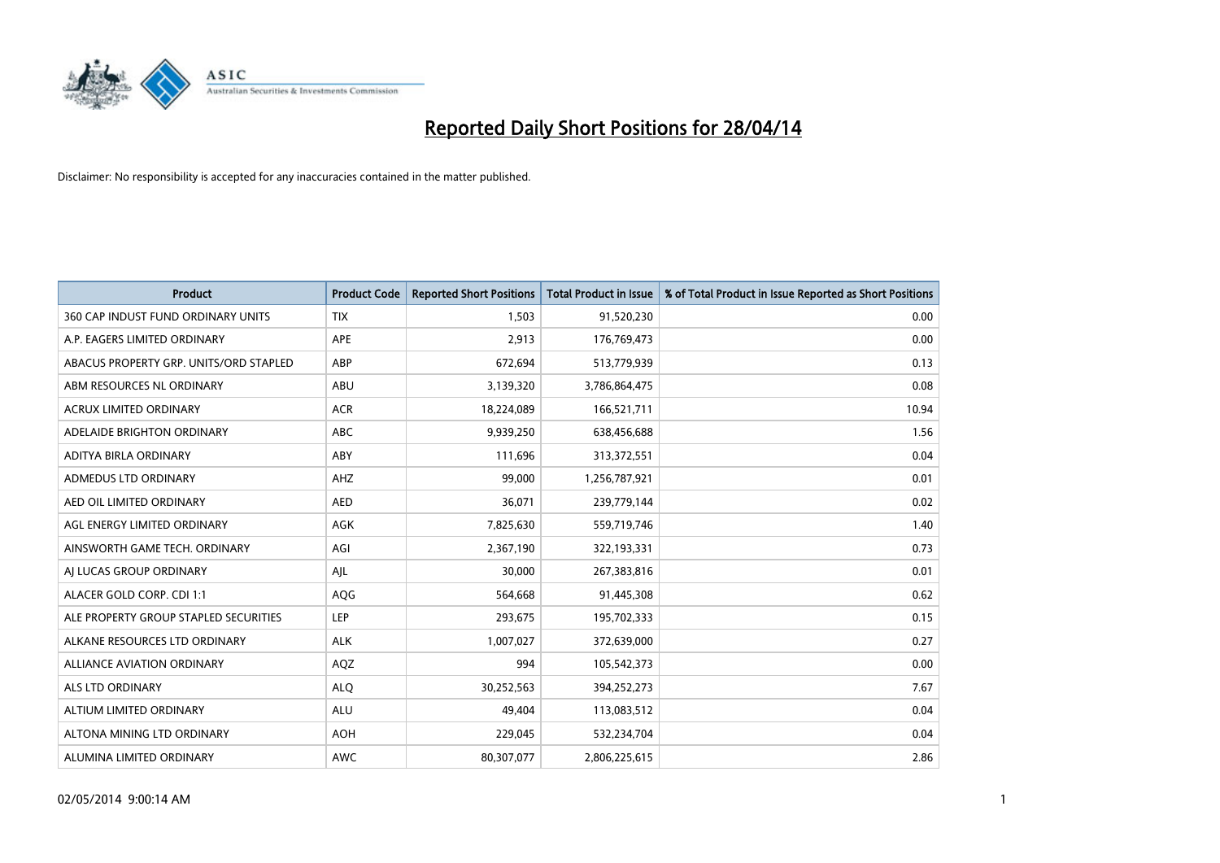# Reported Daily Short Positions for 28/04/14

Disclaimer: No responsibility is accepted for any inaccuracies contained in the matter published.

| Product | Product Code | Reported Short Positions | Total Product in Issue | % of Total Product in Issue Reported as Short Positions |
|---|---|---|---|---|
| 360 CAP INDUST FUND ORDINARY UNITS | TIX | 1,503 | 91,520,230 | 0.00 |
| A.P. EAGERS LIMITED ORDINARY | APE | 2,913 | 176,769,473 | 0.00 |
| ABACUS PROPERTY GRP. UNITS/ORD STAPLED | ABP | 672,694 | 513,779,939 | 0.13 |
| ABM RESOURCES NL ORDINARY | ABU | 3,139,320 | 3,786,864,475 | 0.08 |
| ACRUX LIMITED ORDINARY | ACR | 18,224,089 | 166,521,711 | 10.94 |
| ADELAIDE BRIGHTON ORDINARY | ABC | 9,939,250 | 638,456,688 | 1.56 |
| ADITYA BIRLA ORDINARY | ABY | 111,696 | 313,372,551 | 0.04 |
| ADMEDUS LTD ORDINARY | AHZ | 99,000 | 1,256,787,921 | 0.01 |
| AED OIL LIMITED ORDINARY | AED | 36,071 | 239,779,144 | 0.02 |
| AGL ENERGY LIMITED ORDINARY | AGK | 7,825,630 | 559,719,746 | 1.40 |
| AINSWORTH GAME TECH. ORDINARY | AGI | 2,367,190 | 322,193,331 | 0.73 |
| AJ LUCAS GROUP ORDINARY | AJL | 30,000 | 267,383,816 | 0.01 |
| ALACER GOLD CORP. CDI 1:1 | AQG | 564,668 | 91,445,308 | 0.62 |
| ALE PROPERTY GROUP STAPLED SECURITIES | LEP | 293,675 | 195,702,333 | 0.15 |
| ALKANE RESOURCES LTD ORDINARY | ALK | 1,007,027 | 372,639,000 | 0.27 |
| ALLIANCE AVIATION ORDINARY | AQZ | 994 | 105,542,373 | 0.00 |
| ALS LTD ORDINARY | ALQ | 30,252,563 | 394,252,273 | 7.67 |
| ALTIUM LIMITED ORDINARY | ALU | 49,404 | 113,083,512 | 0.04 |
| ALTONA MINING LTD ORDINARY | AOH | 229,045 | 532,234,704 | 0.04 |
| ALUMINA LIMITED ORDINARY | AWC | 80,307,077 | 2,806,225,615 | 2.86 |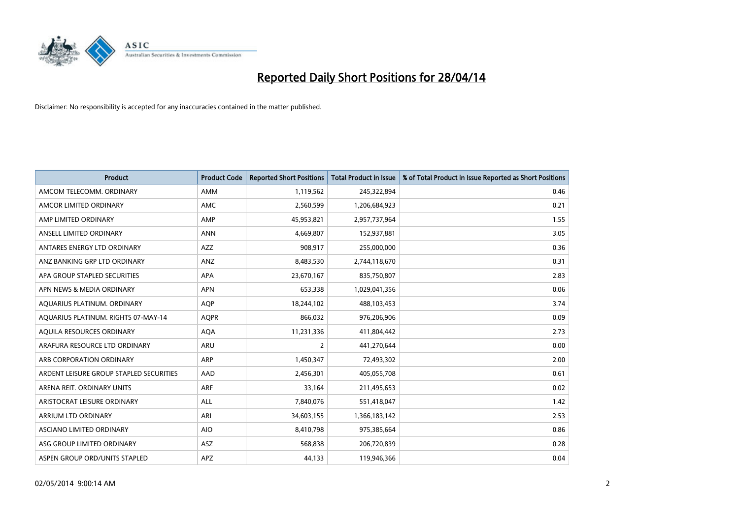# Reported Daily Short Positions for 28/04/14

Disclaimer: No responsibility is accepted for any inaccuracies contained in the matter published.

| Product | Product Code | Reported Short Positions | Total Product in Issue | % of Total Product in Issue Reported as Short Positions |
|---|---|---|---|---|
| AMCOM TELECOMM. ORDINARY | AMM | 1,119,562 | 245,322,894 | 0.46 |
| AMCOR LIMITED ORDINARY | AMC | 2,560,599 | 1,206,684,923 | 0.21 |
| AMP LIMITED ORDINARY | AMP | 45,953,821 | 2,957,737,964 | 1.55 |
| ANSELL LIMITED ORDINARY | ANN | 4,669,807 | 152,937,881 | 3.05 |
| ANTARES ENERGY LTD ORDINARY | AZZ | 908,917 | 255,000,000 | 0.36 |
| ANZ BANKING GRP LTD ORDINARY | ANZ | 8,483,530 | 2,744,118,670 | 0.31 |
| APA GROUP STAPLED SECURITIES | APA | 23,670,167 | 835,750,807 | 2.83 |
| APN NEWS & MEDIA ORDINARY | APN | 653,338 | 1,029,041,356 | 0.06 |
| AQUARIUS PLATINUM. ORDINARY | AQP | 18,244,102 | 488,103,453 | 3.74 |
| AQUARIUS PLATINUM. RIGHTS 07-MAY-14 | AQPR | 866,032 | 976,206,906 | 0.09 |
| AQUILA RESOURCES ORDINARY | AQA | 11,231,336 | 411,804,442 | 2.73 |
| ARAFURA RESOURCE LTD ORDINARY | ARU | 2 | 441,270,644 | 0.00 |
| ARB CORPORATION ORDINARY | ARP | 1,450,347 | 72,493,302 | 2.00 |
| ARDENT LEISURE GROUP STAPLED SECURITIES | AAD | 2,456,301 | 405,055,708 | 0.61 |
| ARENA REIT. ORDINARY UNITS | ARF | 33,164 | 211,495,653 | 0.02 |
| ARISTOCRAT LEISURE ORDINARY | ALL | 7,840,076 | 551,418,047 | 1.42 |
| ARRIUM LTD ORDINARY | ARI | 34,603,155 | 1,366,183,142 | 2.53 |
| ASCIANO LIMITED ORDINARY | AIO | 8,410,798 | 975,385,664 | 0.86 |
| ASG GROUP LIMITED ORDINARY | ASZ | 568,838 | 206,720,839 | 0.28 |
| ASPEN GROUP ORD/UNITS STAPLED | APZ | 44,133 | 119,946,366 | 0.04 |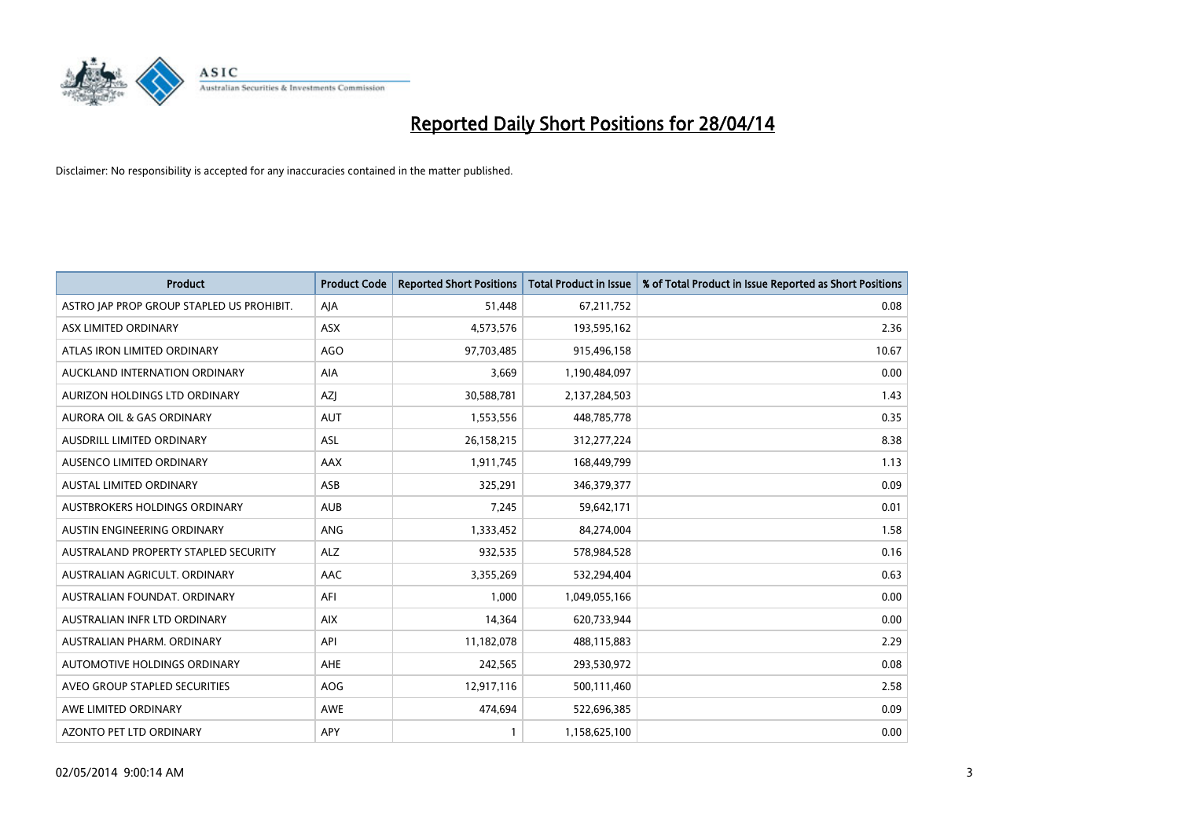# Reported Daily Short Positions for 28/04/14

Disclaimer: No responsibility is accepted for any inaccuracies contained in the matter published.

| Product | Product Code | Reported Short Positions | Total Product in Issue | % of Total Product in Issue Reported as Short Positions |
|---|---|---|---|---|
| ASTRO JAP PROP GROUP STAPLED US PROHIBIT. | AJA | 51,448 | 67,211,752 | 0.08 |
| ASX LIMITED ORDINARY | ASX | 4,573,576 | 193,595,162 | 2.36 |
| ATLAS IRON LIMITED ORDINARY | AGO | 97,703,485 | 915,496,158 | 10.67 |
| AUCKLAND INTERNATION ORDINARY | AIA | 3,669 | 1,190,484,097 | 0.00 |
| AURIZON HOLDINGS LTD ORDINARY | AZJ | 30,588,781 | 2,137,284,503 | 1.43 |
| AURORA OIL & GAS ORDINARY | AUT | 1,553,556 | 448,785,778 | 0.35 |
| AUSDRILL LIMITED ORDINARY | ASL | 26,158,215 | 312,277,224 | 8.38 |
| AUSENCO LIMITED ORDINARY | AAX | 1,911,745 | 168,449,799 | 1.13 |
| AUSTAL LIMITED ORDINARY | ASB | 325,291 | 346,379,377 | 0.09 |
| AUSTBROKERS HOLDINGS ORDINARY | AUB | 7,245 | 59,642,171 | 0.01 |
| AUSTIN ENGINEERING ORDINARY | ANG | 1,333,452 | 84,274,004 | 1.58 |
| AUSTRALAND PROPERTY STAPLED SECURITY | ALZ | 932,535 | 578,984,528 | 0.16 |
| AUSTRALIAN AGRICULT. ORDINARY | AAC | 3,355,269 | 532,294,404 | 0.63 |
| AUSTRALIAN FOUNDAT. ORDINARY | AFI | 1,000 | 1,049,055,166 | 0.00 |
| AUSTRALIAN INFR LTD ORDINARY | AIX | 14,364 | 620,733,944 | 0.00 |
| AUSTRALIAN PHARM. ORDINARY | API | 11,182,078 | 488,115,883 | 2.29 |
| AUTOMOTIVE HOLDINGS ORDINARY | AHE | 242,565 | 293,530,972 | 0.08 |
| AVEO GROUP STAPLED SECURITIES | AOG | 12,917,116 | 500,111,460 | 2.58 |
| AWE LIMITED ORDINARY | AWE | 474,694 | 522,696,385 | 0.09 |
| AZONTO PET LTD ORDINARY | APY | 1 | 1,158,625,100 | 0.00 |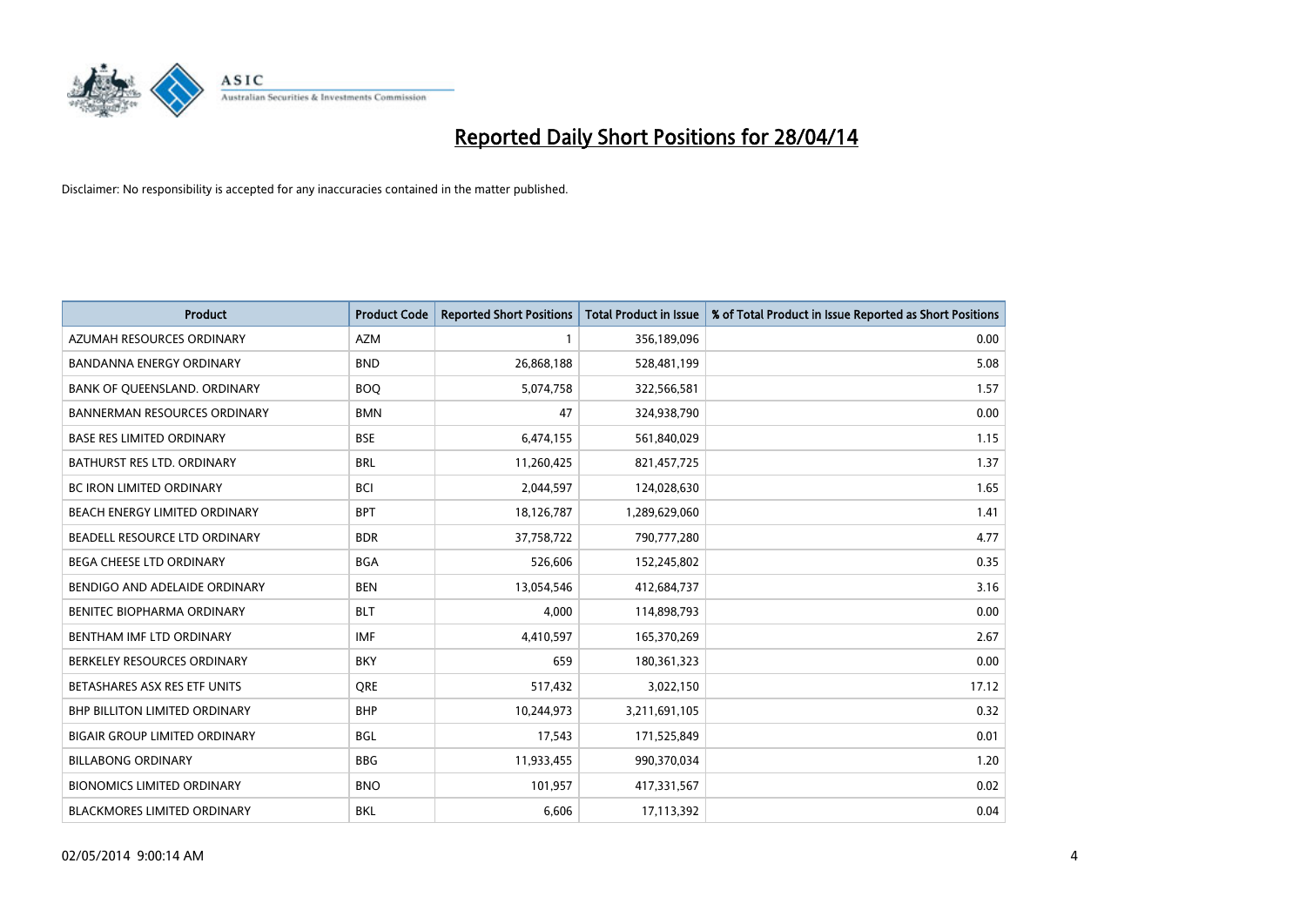# Reported Daily Short Positions for 28/04/14

Disclaimer: No responsibility is accepted for any inaccuracies contained in the matter published.

| Product | Product Code | Reported Short Positions | Total Product in Issue | % of Total Product in Issue Reported as Short Positions |
|---|---|---|---|---|
| AZUMAH RESOURCES ORDINARY | AZM | 1 | 356,189,096 | 0.00 |
| BANDANNA ENERGY ORDINARY | BND | 26,868,188 | 528,481,199 | 5.08 |
| BANK OF QUEENSLAND. ORDINARY | BOQ | 5,074,758 | 322,566,581 | 1.57 |
| BANNERMAN RESOURCES ORDINARY | BMN | 47 | 324,938,790 | 0.00 |
| BASE RES LIMITED ORDINARY | BSE | 6,474,155 | 561,840,029 | 1.15 |
| BATHURST RES LTD. ORDINARY | BRL | 11,260,425 | 821,457,725 | 1.37 |
| BC IRON LIMITED ORDINARY | BCI | 2,044,597 | 124,028,630 | 1.65 |
| BEACH ENERGY LIMITED ORDINARY | BPT | 18,126,787 | 1,289,629,060 | 1.41 |
| BEADELL RESOURCE LTD ORDINARY | BDR | 37,758,722 | 790,777,280 | 4.77 |
| BEGA CHEESE LTD ORDINARY | BGA | 526,606 | 152,245,802 | 0.35 |
| BENDIGO AND ADELAIDE ORDINARY | BEN | 13,054,546 | 412,684,737 | 3.16 |
| BENITEC BIOPHARMA ORDINARY | BLT | 4,000 | 114,898,793 | 0.00 |
| BENTHAM IMF LTD ORDINARY | IMF | 4,410,597 | 165,370,269 | 2.67 |
| BERKELEY RESOURCES ORDINARY | BKY | 659 | 180,361,323 | 0.00 |
| BETASHARES ASX RES ETF UNITS | QRE | 517,432 | 3,022,150 | 17.12 |
| BHP BILLITON LIMITED ORDINARY | BHP | 10,244,973 | 3,211,691,105 | 0.32 |
| BIGAIR GROUP LIMITED ORDINARY | BGL | 17,543 | 171,525,849 | 0.01 |
| BILLABONG ORDINARY | BBG | 11,933,455 | 990,370,034 | 1.20 |
| BIONOMICS LIMITED ORDINARY | BNO | 101,957 | 417,331,567 | 0.02 |
| BLACKMORES LIMITED ORDINARY | BKL | 6,606 | 17,113,392 | 0.04 |

02/05/2014 9:00:14 AM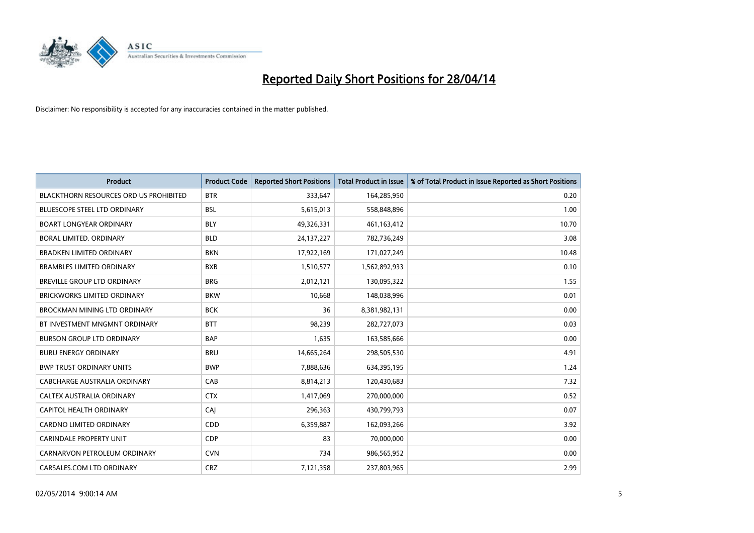# Reported Daily Short Positions for 28/04/14

Disclaimer: No responsibility is accepted for any inaccuracies contained in the matter published.

| Product | Product Code | Reported Short Positions | Total Product in Issue | % of Total Product in Issue Reported as Short Positions |
|---|---|---|---|---|
| BLACKTHORN RESOURCES ORD US PROHIBITED | BTR | 333,647 | 164,285,950 | 0.20 |
| BLUESCOPE STEEL LTD ORDINARY | BSL | 5,615,013 | 558,848,896 | 1.00 |
| BOART LONGYEAR ORDINARY | BLY | 49,326,331 | 461,163,412 | 10.70 |
| BORAL LIMITED. ORDINARY | BLD | 24,137,227 | 782,736,249 | 3.08 |
| BRADKEN LIMITED ORDINARY | BKN | 17,922,169 | 171,027,249 | 10.48 |
| BRAMBLES LIMITED ORDINARY | BXB | 1,510,577 | 1,562,892,933 | 0.10 |
| BREVILLE GROUP LTD ORDINARY | BRG | 2,012,121 | 130,095,322 | 1.55 |
| BRICKWORKS LIMITED ORDINARY | BKW | 10,668 | 148,038,996 | 0.01 |
| BROCKMAN MINING LTD ORDINARY | BCK | 36 | 8,381,982,131 | 0.00 |
| BT INVESTMENT MNGMNT ORDINARY | BTT | 98,239 | 282,727,073 | 0.03 |
| BURSON GROUP LTD ORDINARY | BAP | 1,635 | 163,585,666 | 0.00 |
| BURU ENERGY ORDINARY | BRU | 14,665,264 | 298,505,530 | 4.91 |
| BWP TRUST ORDINARY UNITS | BWP | 7,888,636 | 634,395,195 | 1.24 |
| CABCHARGE AUSTRALIA ORDINARY | CAB | 8,814,213 | 120,430,683 | 7.32 |
| CALTEX AUSTRALIA ORDINARY | CTX | 1,417,069 | 270,000,000 | 0.52 |
| CAPITOL HEALTH ORDINARY | CAJ | 296,363 | 430,799,793 | 0.07 |
| CARDNO LIMITED ORDINARY | CDD | 6,359,887 | 162,093,266 | 3.92 |
| CARINDALE PROPERTY UNIT | CDP | 83 | 70,000,000 | 0.00 |
| CARNARVON PETROLEUM ORDINARY | CVN | 734 | 986,565,952 | 0.00 |
| CARSALES.COM LTD ORDINARY | CRZ | 7,121,358 | 237,803,965 | 2.99 |

02/05/2014 9:00:14 AM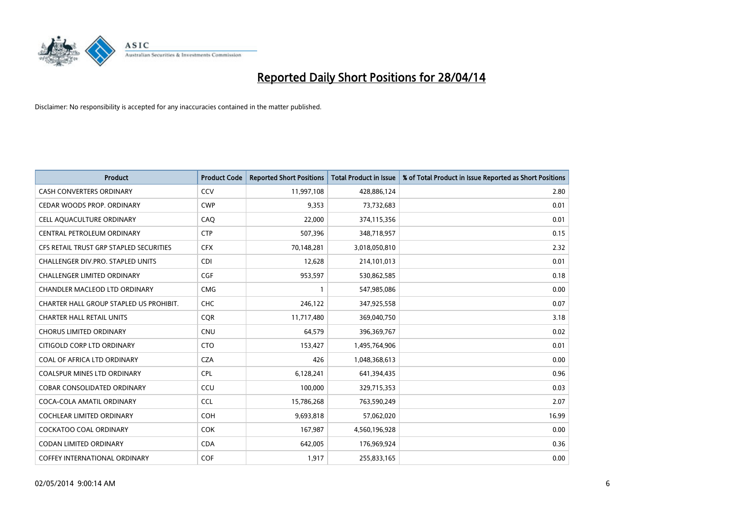# Reported Daily Short Positions for 28/04/14

Disclaimer: No responsibility is accepted for any inaccuracies contained in the matter published.

| Product | Product Code | Reported Short Positions | Total Product in Issue | % of Total Product in Issue Reported as Short Positions |
| --- | --- | --- | --- | --- |
| CASH CONVERTERS ORDINARY | CCV | 11,997,108 | 428,886,124 | 2.80 |
| CEDAR WOODS PROP. ORDINARY | CWP | 9,353 | 73,732,683 | 0.01 |
| CELL AQUACULTURE ORDINARY | CAQ | 22,000 | 374,115,356 | 0.01 |
| CENTRAL PETROLEUM ORDINARY | CTP | 507,396 | 348,718,957 | 0.15 |
| CFS RETAIL TRUST GRP STAPLED SECURITIES | CFX | 70,148,281 | 3,018,050,810 | 2.32 |
| CHALLENGER DIV.PRO. STAPLED UNITS | CDI | 12,628 | 214,101,013 | 0.01 |
| CHALLENGER LIMITED ORDINARY | CGF | 953,597 | 530,862,585 | 0.18 |
| CHANDLER MACLEOD LTD ORDINARY | CMG | 1 | 547,985,086 | 0.00 |
| CHARTER HALL GROUP STAPLED US PROHIBIT. | CHC | 246,122 | 347,925,558 | 0.07 |
| CHARTER HALL RETAIL UNITS | CQR | 11,717,480 | 369,040,750 | 3.18 |
| CHORUS LIMITED ORDINARY | CNU | 64,579 | 396,369,767 | 0.02 |
| CITIGOLD CORP LTD ORDINARY | CTO | 153,427 | 1,495,764,906 | 0.01 |
| COAL OF AFRICA LTD ORDINARY | CZA | 426 | 1,048,368,613 | 0.00 |
| COALSPUR MINES LTD ORDINARY | CPL | 6,128,241 | 641,394,435 | 0.96 |
| COBAR CONSOLIDATED ORDINARY | CCU | 100,000 | 329,715,353 | 0.03 |
| COCA-COLA AMATIL ORDINARY | CCL | 15,786,268 | 763,590,249 | 2.07 |
| COCHLEAR LIMITED ORDINARY | COH | 9,693,818 | 57,062,020 | 16.99 |
| COCKATOO COAL ORDINARY | COK | 167,987 | 4,560,196,928 | 0.00 |
| CODAN LIMITED ORDINARY | CDA | 642,005 | 176,969,924 | 0.36 |
| COFFEY INTERNATIONAL ORDINARY | COF | 1,917 | 255,833,165 | 0.00 |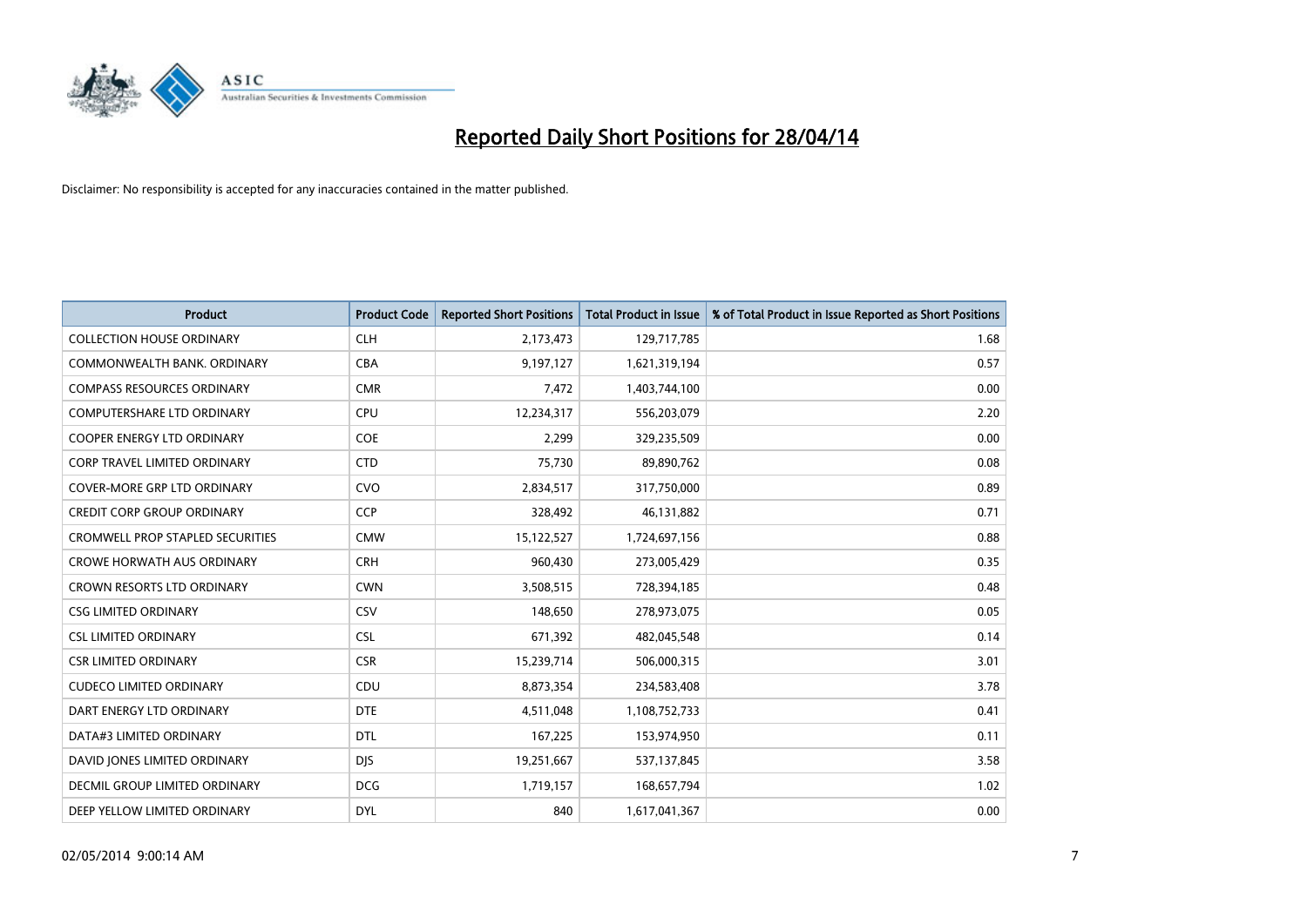# Reported Daily Short Positions for 28/04/14

Disclaimer: No responsibility is accepted for any inaccuracies contained in the matter published.

| Product | Product Code | Reported Short Positions | Total Product in Issue | % of Total Product in Issue Reported as Short Positions |
|---|---|---|---|---|
| COLLECTION HOUSE ORDINARY | CLH | 2,173,473 | 129,717,785 | 1.68 |
| COMMONWEALTH BANK. ORDINARY | CBA | 9,197,127 | 1,621,319,194 | 0.57 |
| COMPASS RESOURCES ORDINARY | CMR | 7,472 | 1,403,744,100 | 0.00 |
| COMPUTERSHARE LTD ORDINARY | CPU | 12,234,317 | 556,203,079 | 2.20 |
| COOPER ENERGY LTD ORDINARY | COE | 2,299 | 329,235,509 | 0.00 |
| CORP TRAVEL LIMITED ORDINARY | CTD | 75,730 | 89,890,762 | 0.08 |
| COVER-MORE GRP LTD ORDINARY | CVO | 2,834,517 | 317,750,000 | 0.89 |
| CREDIT CORP GROUP ORDINARY | CCP | 328,492 | 46,131,882 | 0.71 |
| CROMWELL PROP STAPLED SECURITIES | CMW | 15,122,527 | 1,724,697,156 | 0.88 |
| CROWE HORWATH AUS ORDINARY | CRH | 960,430 | 273,005,429 | 0.35 |
| CROWN RESORTS LTD ORDINARY | CWN | 3,508,515 | 728,394,185 | 0.48 |
| CSG LIMITED ORDINARY | CSV | 148,650 | 278,973,075 | 0.05 |
| CSL LIMITED ORDINARY | CSL | 671,392 | 482,045,548 | 0.14 |
| CSR LIMITED ORDINARY | CSR | 15,239,714 | 506,000,315 | 3.01 |
| CUDECO LIMITED ORDINARY | CDU | 8,873,354 | 234,583,408 | 3.78 |
| DART ENERGY LTD ORDINARY | DTE | 4,511,048 | 1,108,752,733 | 0.41 |
| DATA#3 LIMITED ORDINARY | DTL | 167,225 | 153,974,950 | 0.11 |
| DAVID JONES LIMITED ORDINARY | DJS | 19,251,667 | 537,137,845 | 3.58 |
| DECMIL GROUP LIMITED ORDINARY | DCG | 1,719,157 | 168,657,794 | 1.02 |
| DEEP YELLOW LIMITED ORDINARY | DYL | 840 | 1,617,041,367 | 0.00 |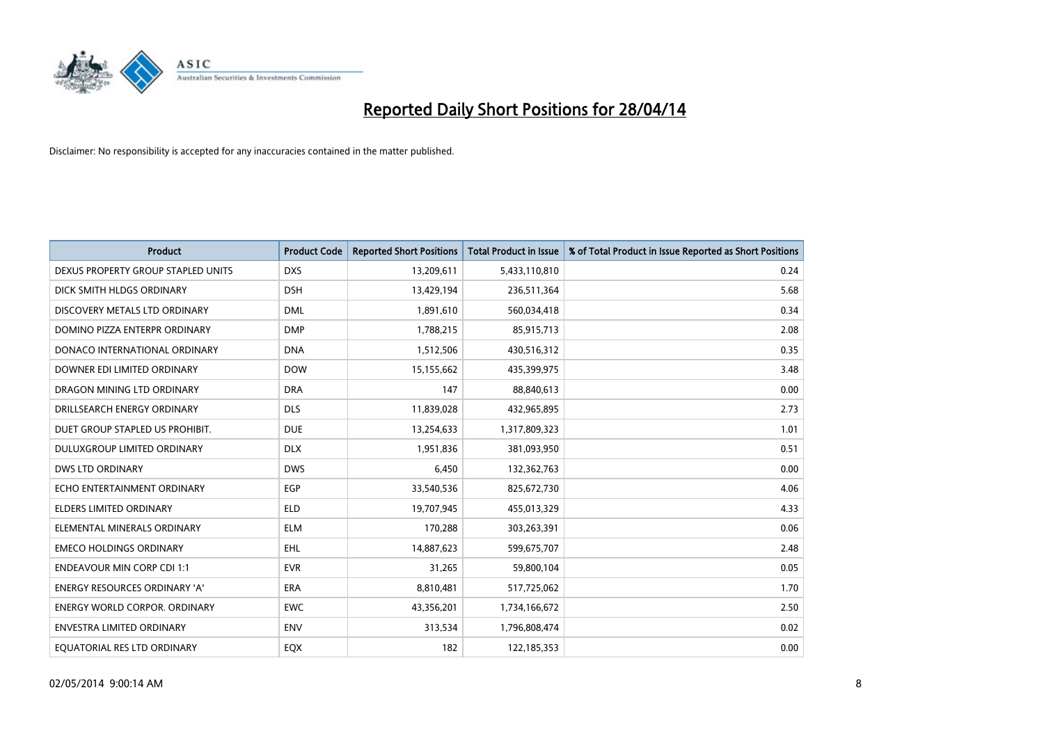# Reported Daily Short Positions for 28/04/14

Disclaimer: No responsibility is accepted for any inaccuracies contained in the matter published.

| Product | Product Code | Reported Short Positions | Total Product in Issue | % of Total Product in Issue Reported as Short Positions |
|---|---|---|---|---|
| DEXUS PROPERTY GROUP STAPLED UNITS | DXS | 13,209,611 | 5,433,110,810 | 0.24 |
| DICK SMITH HLDGS ORDINARY | DSH | 13,429,194 | 236,511,364 | 5.68 |
| DISCOVERY METALS LTD ORDINARY | DML | 1,891,610 | 560,034,418 | 0.34 |
| DOMINO PIZZA ENTERPR ORDINARY | DMP | 1,788,215 | 85,915,713 | 2.08 |
| DONACO INTERNATIONAL ORDINARY | DNA | 1,512,506 | 430,516,312 | 0.35 |
| DOWNER EDI LIMITED ORDINARY | DOW | 15,155,662 | 435,399,975 | 3.48 |
| DRAGON MINING LTD ORDINARY | DRA | 147 | 88,840,613 | 0.00 |
| DRILLSEARCH ENERGY ORDINARY | DLS | 11,839,028 | 432,965,895 | 2.73 |
| DUET GROUP STAPLED US PROHIBIT. | DUE | 13,254,633 | 1,317,809,323 | 1.01 |
| DULUXGROUP LIMITED ORDINARY | DLX | 1,951,836 | 381,093,950 | 0.51 |
| DWS LTD ORDINARY | DWS | 6,450 | 132,362,763 | 0.00 |
| ECHO ENTERTAINMENT ORDINARY | EGP | 33,540,536 | 825,672,730 | 4.06 |
| ELDERS LIMITED ORDINARY | ELD | 19,707,945 | 455,013,329 | 4.33 |
| ELEMENTAL MINERALS ORDINARY | ELM | 170,288 | 303,263,391 | 0.06 |
| EMECO HOLDINGS ORDINARY | EHL | 14,887,623 | 599,675,707 | 2.48 |
| ENDEAVOUR MIN CORP CDI 1:1 | EVR | 31,265 | 59,800,104 | 0.05 |
| ENERGY RESOURCES ORDINARY 'A' | ERA | 8,810,481 | 517,725,062 | 1.70 |
| ENERGY WORLD CORPOR. ORDINARY | EWC | 43,356,201 | 1,734,166,672 | 2.50 |
| ENVESTRA LIMITED ORDINARY | ENV | 313,534 | 1,796,808,474 | 0.02 |
| EQUATORIAL RES LTD ORDINARY | EQX | 182 | 122,185,353 | 0.00 |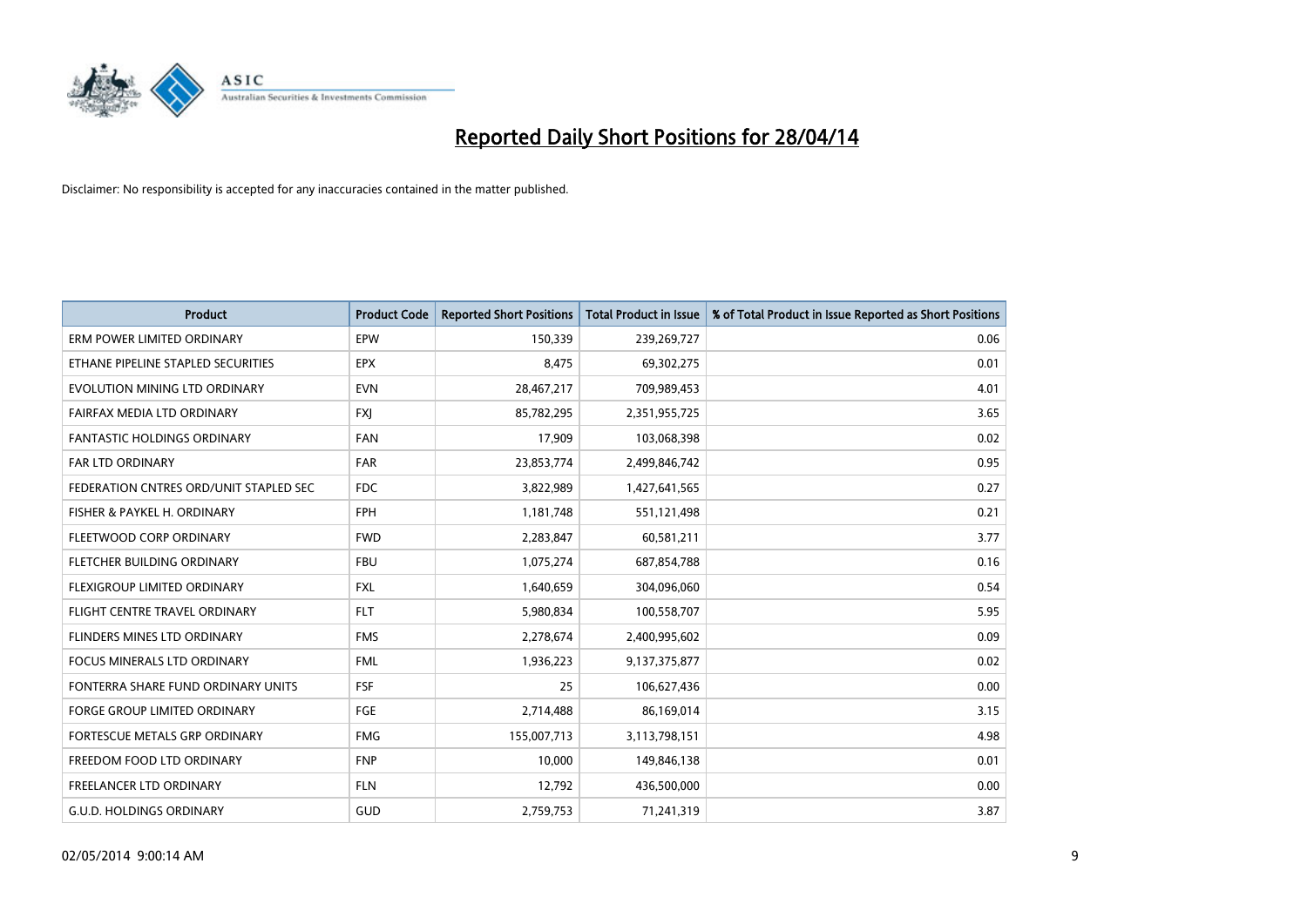# Reported Daily Short Positions for 28/04/14

Disclaimer: No responsibility is accepted for any inaccuracies contained in the matter published.

| Product | Product Code | Reported Short Positions | Total Product in Issue | % of Total Product in Issue Reported as Short Positions |
|---|---|---|---|---|
| ERM POWER LIMITED ORDINARY | EPW | 150,339 | 239,269,727 | 0.06 |
| ETHANE PIPELINE STAPLED SECURITIES | EPX | 8,475 | 69,302,275 | 0.01 |
| EVOLUTION MINING LTD ORDINARY | EVN | 28,467,217 | 709,989,453 | 4.01 |
| FAIRFAX MEDIA LTD ORDINARY | FXJ | 85,782,295 | 2,351,955,725 | 3.65 |
| FANTASTIC HOLDINGS ORDINARY | FAN | 17,909 | 103,068,398 | 0.02 |
| FAR LTD ORDINARY | FAR | 23,853,774 | 2,499,846,742 | 0.95 |
| FEDERATION CNTRES ORD/UNIT STAPLED SEC | FDC | 3,822,989 | 1,427,641,565 | 0.27 |
| FISHER & PAYKEL H. ORDINARY | FPH | 1,181,748 | 551,121,498 | 0.21 |
| FLEETWOOD CORP ORDINARY | FWD | 2,283,847 | 60,581,211 | 3.77 |
| FLETCHER BUILDING ORDINARY | FBU | 1,075,274 | 687,854,788 | 0.16 |
| FLEXIGROUP LIMITED ORDINARY | FXL | 1,640,659 | 304,096,060 | 0.54 |
| FLIGHT CENTRE TRAVEL ORDINARY | FLT | 5,980,834 | 100,558,707 | 5.95 |
| FLINDERS MINES LTD ORDINARY | FMS | 2,278,674 | 2,400,995,602 | 0.09 |
| FOCUS MINERALS LTD ORDINARY | FML | 1,936,223 | 9,137,375,877 | 0.02 |
| FONTERRA SHARE FUND ORDINARY UNITS | FSF | 25 | 106,627,436 | 0.00 |
| FORGE GROUP LIMITED ORDINARY | FGE | 2,714,488 | 86,169,014 | 3.15 |
| FORTESCUE METALS GRP ORDINARY | FMG | 155,007,713 | 3,113,798,151 | 4.98 |
| FREEDOM FOOD LTD ORDINARY | FNP | 10,000 | 149,846,138 | 0.01 |
| FREELANCER LTD ORDINARY | FLN | 12,792 | 436,500,000 | 0.00 |
| G.U.D. HOLDINGS ORDINARY | GUD | 2,759,753 | 71,241,319 | 3.87 |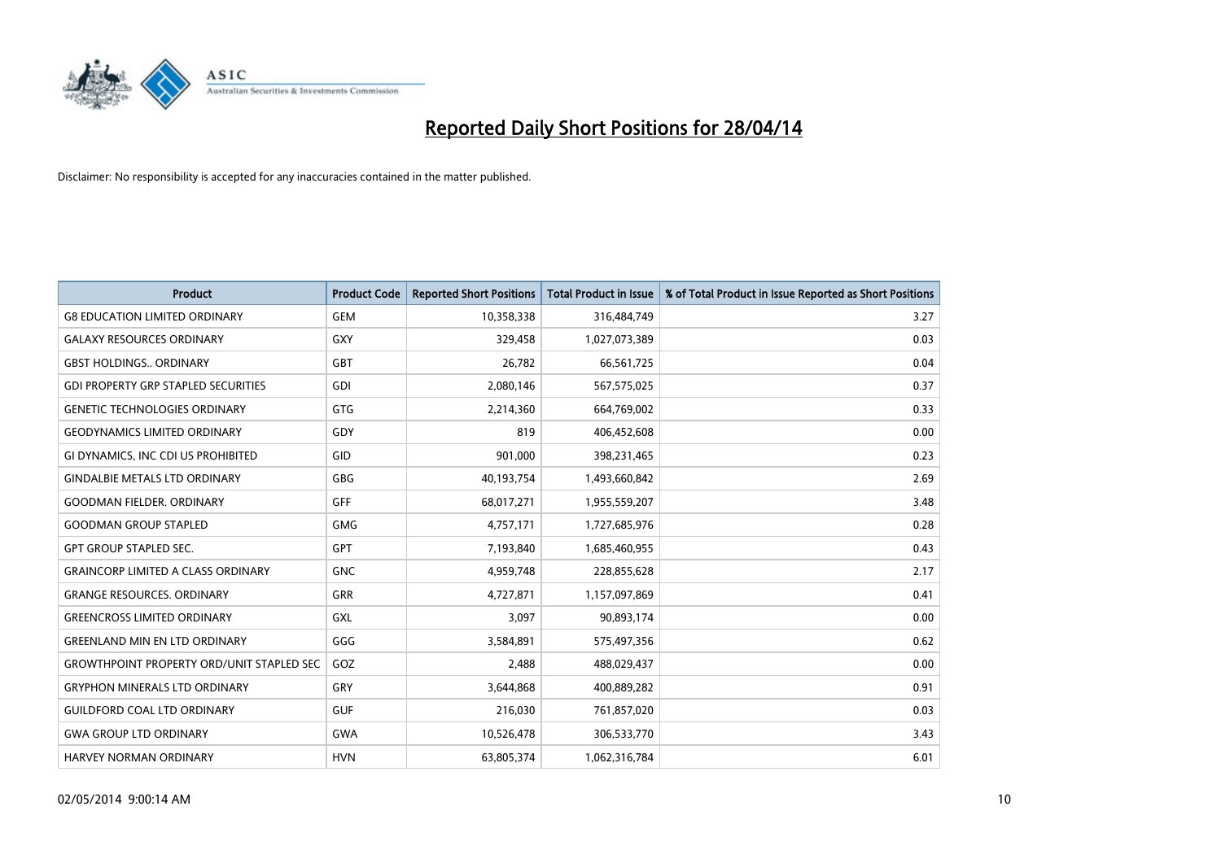# Reported Daily Short Positions for 28/04/14

Disclaimer: No responsibility is accepted for any inaccuracies contained in the matter published.

| Product | Product Code | Reported Short Positions | Total Product in Issue | % of Total Product in Issue Reported as Short Positions |
|---|---|---|---|---|
| G8 EDUCATION LIMITED ORDINARY | GEM | 10,358,338 | 316,484,749 | 3.27 |
| GALAXY RESOURCES ORDINARY | GXY | 329,458 | 1,027,073,389 | 0.03 |
| GBST HOLDINGS.. ORDINARY | GBT | 26,782 | 66,561,725 | 0.04 |
| GDI PROPERTY GRP STAPLED SECURITIES | GDI | 2,080,146 | 567,575,025 | 0.37 |
| GENETIC TECHNOLOGIES ORDINARY | GTG | 2,214,360 | 664,769,002 | 0.33 |
| GEODYNAMICS LIMITED ORDINARY | GDY | 819 | 406,452,608 | 0.00 |
| GI DYNAMICS, INC CDI US PROHIBITED | GID | 901,000 | 398,231,465 | 0.23 |
| GINDALBIE METALS LTD ORDINARY | GBG | 40,193,754 | 1,493,660,842 | 2.69 |
| GOODMAN FIELDER. ORDINARY | GFF | 68,017,271 | 1,955,559,207 | 3.48 |
| GOODMAN GROUP STAPLED | GMG | 4,757,171 | 1,727,685,976 | 0.28 |
| GPT GROUP STAPLED SEC. | GPT | 7,193,840 | 1,685,460,955 | 0.43 |
| GRAINCORP LIMITED A CLASS ORDINARY | GNC | 4,959,748 | 228,855,628 | 2.17 |
| GRANGE RESOURCES. ORDINARY | GRR | 4,727,871 | 1,157,097,869 | 0.41 |
| GREENCROSS LIMITED ORDINARY | GXL | 3,097 | 90,893,174 | 0.00 |
| GREENLAND MIN EN LTD ORDINARY | GGG | 3,584,891 | 575,497,356 | 0.62 |
| GROWTHPOINT PROPERTY ORD/UNIT STAPLED SEC | GOZ | 2,488 | 488,029,437 | 0.00 |
| GRYPHON MINERALS LTD ORDINARY | GRY | 3,644,868 | 400,889,282 | 0.91 |
| GUILDFORD COAL LTD ORDINARY | GUF | 216,030 | 761,857,020 | 0.03 |
| GWA GROUP LTD ORDINARY | GWA | 10,526,478 | 306,533,770 | 3.43 |
| HARVEY NORMAN ORDINARY | HVN | 63,805,374 | 1,062,316,784 | 6.01 |

02/05/2014 9:00:14 AM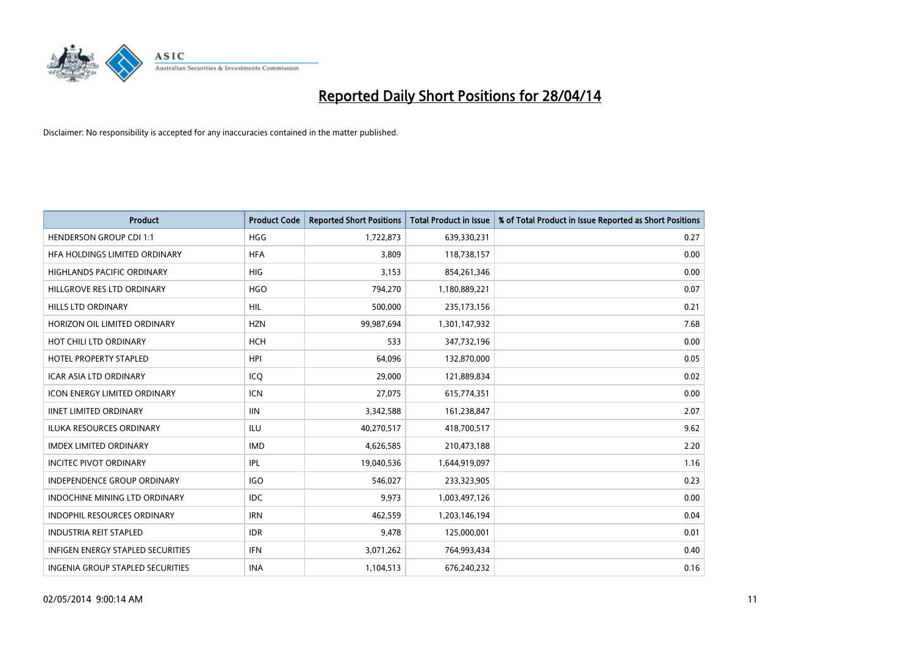# Reported Daily Short Positions for 28/04/14

Disclaimer: No responsibility is accepted for any inaccuracies contained in the matter published.

| Product | Product Code | Reported Short Positions | Total Product in Issue | % of Total Product in Issue Reported as Short Positions |
|---|---|---|---|---|
| HENDERSON GROUP CDI 1:1 | HGG | 1,722,873 | 639,330,231 | 0.27 |
| HFA HOLDINGS LIMITED ORDINARY | HFA | 3,809 | 118,738,157 | 0.00 |
| HIGHLANDS PACIFIC ORDINARY | HIG | 3,153 | 854,261,346 | 0.00 |
| HILLGROVE RES LTD ORDINARY | HGO | 794,270 | 1,180,889,221 | 0.07 |
| HILLS LTD ORDINARY | HIL | 500,000 | 235,173,156 | 0.21 |
| HORIZON OIL LIMITED ORDINARY | HZN | 99,987,694 | 1,301,147,932 | 7.68 |
| HOT CHILI LTD ORDINARY | HCH | 533 | 347,732,196 | 0.00 |
| HOTEL PROPERTY STAPLED | HPI | 64,096 | 132,870,000 | 0.05 |
| ICAR ASIA LTD ORDINARY | ICQ | 29,000 | 121,889,834 | 0.02 |
| ICON ENERGY LIMITED ORDINARY | ICN | 27,075 | 615,774,351 | 0.00 |
| IINET LIMITED ORDINARY | IIN | 3,342,588 | 161,238,847 | 2.07 |
| ILUKA RESOURCES ORDINARY | ILU | 40,270,517 | 418,700,517 | 9.62 |
| IMDEX LIMITED ORDINARY | IMD | 4,626,585 | 210,473,188 | 2.20 |
| INCITEC PIVOT ORDINARY | IPL | 19,040,536 | 1,644,919,097 | 1.16 |
| INDEPENDENCE GROUP ORDINARY | IGO | 546,027 | 233,323,905 | 0.23 |
| INDOCHINE MINING LTD ORDINARY | IDC | 9,973 | 1,003,497,126 | 0.00 |
| INDOPHIL RESOURCES ORDINARY | IRN | 462,559 | 1,203,146,194 | 0.04 |
| INDUSTRIA REIT STAPLED | IDR | 9,478 | 125,000,001 | 0.01 |
| INFIGEN ENERGY STAPLED SECURITIES | IFN | 3,071,262 | 764,993,434 | 0.40 |
| INGENIA GROUP STAPLED SECURITIES | INA | 1,104,513 | 676,240,232 | 0.16 |

02/05/2014 9:00:14 AM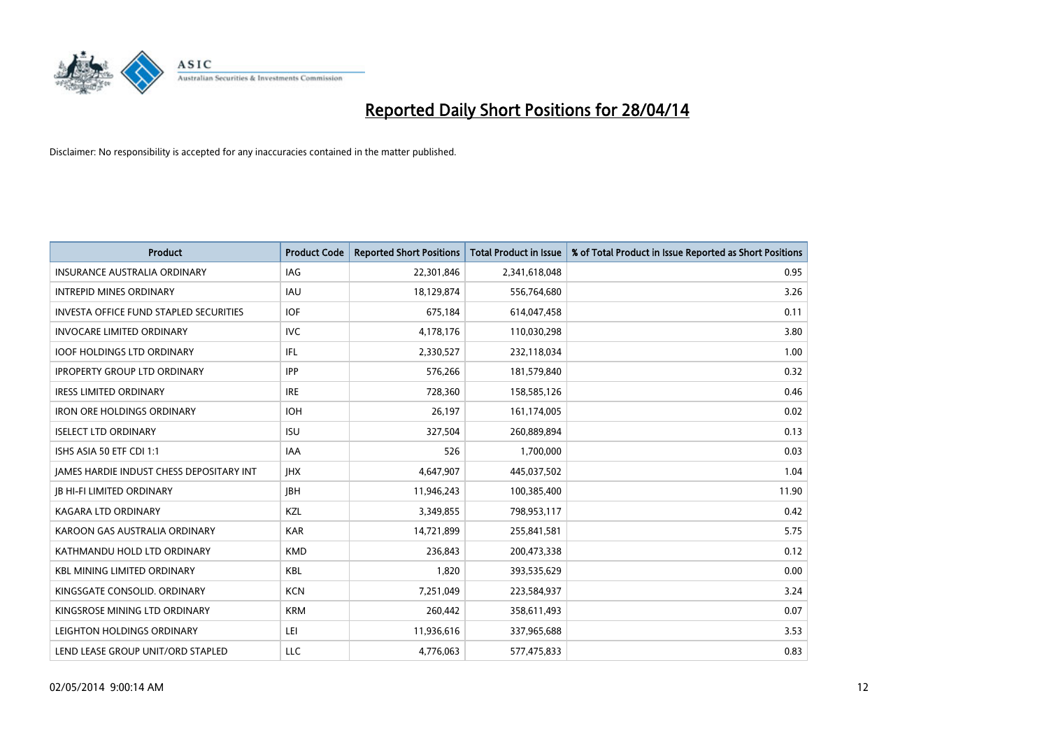# Reported Daily Short Positions for 28/04/14

Disclaimer: No responsibility is accepted for any inaccuracies contained in the matter published.

| Product | Product Code | Reported Short Positions | Total Product in Issue | % of Total Product in Issue Reported as Short Positions |
|---|---|---|---|---|
| INSURANCE AUSTRALIA ORDINARY | IAG | 22,301,846 | 2,341,618,048 | 0.95 |
| INTREPID MINES ORDINARY | IAU | 18,129,874 | 556,764,680 | 3.26 |
| INVESTA OFFICE FUND STAPLED SECURITIES | IOF | 675,184 | 614,047,458 | 0.11 |
| INVOCARE LIMITED ORDINARY | IVC | 4,178,176 | 110,030,298 | 3.80 |
| IOOF HOLDINGS LTD ORDINARY | IFL | 2,330,527 | 232,118,034 | 1.00 |
| IPROPERTY GROUP LTD ORDINARY | IPP | 576,266 | 181,579,840 | 0.32 |
| IRESS LIMITED ORDINARY | IRE | 728,360 | 158,585,126 | 0.46 |
| IRON ORE HOLDINGS ORDINARY | IOH | 26,197 | 161,174,005 | 0.02 |
| ISELECT LTD ORDINARY | ISU | 327,504 | 260,889,894 | 0.13 |
| ISHS ASIA 50 ETF CDI 1:1 | IAA | 526 | 1,700,000 | 0.03 |
| JAMES HARDIE INDUST CHESS DEPOSITARY INT | JHX | 4,647,907 | 445,037,502 | 1.04 |
| JB HI-FI LIMITED ORDINARY | JBH | 11,946,243 | 100,385,400 | 11.90 |
| KAGARA LTD ORDINARY | KZL | 3,349,855 | 798,953,117 | 0.42 |
| KAROON GAS AUSTRALIA ORDINARY | KAR | 14,721,899 | 255,841,581 | 5.75 |
| KATHMANDU HOLD LTD ORDINARY | KMD | 236,843 | 200,473,338 | 0.12 |
| KBL MINING LIMITED ORDINARY | KBL | 1,820 | 393,535,629 | 0.00 |
| KINGSGATE CONSOLID. ORDINARY | KCN | 7,251,049 | 223,584,937 | 3.24 |
| KINGSROSE MINING LTD ORDINARY | KRM | 260,442 | 358,611,493 | 0.07 |
| LEIGHTON HOLDINGS ORDINARY | LEI | 11,936,616 | 337,965,688 | 3.53 |
| LEND LEASE GROUP UNIT/ORD STAPLED | LLC | 4,776,063 | 577,475,833 | 0.83 |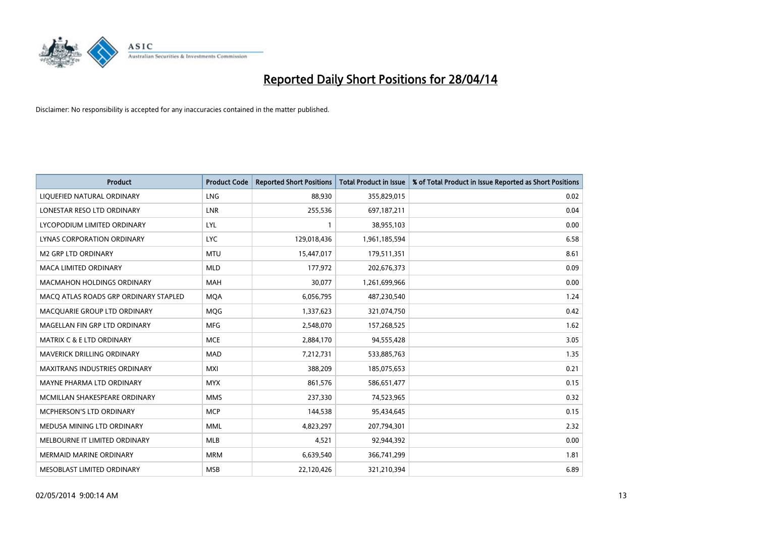# Reported Daily Short Positions for 28/04/14

Disclaimer: No responsibility is accepted for any inaccuracies contained in the matter published.

| Product | Product Code | Reported Short Positions | Total Product in Issue | % of Total Product in Issue Reported as Short Positions |
|---|---|---|---|---|
| LIQUEFIED NATURAL ORDINARY | LNG | 88,930 | 355,829,015 | 0.02 |
| LONESTAR RESO LTD ORDINARY | LNR | 255,536 | 697,187,211 | 0.04 |
| LYCOPODIUM LIMITED ORDINARY | LYL | 1 | 38,955,103 | 0.00 |
| LYNAS CORPORATION ORDINARY | LYC | 129,018,436 | 1,961,185,594 | 6.58 |
| M2 GRP LTD ORDINARY | MTU | 15,447,017 | 179,511,351 | 8.61 |
| MACA LIMITED ORDINARY | MLD | 177,972 | 202,676,373 | 0.09 |
| MACMAHON HOLDINGS ORDINARY | MAH | 30,077 | 1,261,699,966 | 0.00 |
| MACQ ATLAS ROADS GRP ORDINARY STAPLED | MQA | 6,056,795 | 487,230,540 | 1.24 |
| MACQUARIE GROUP LTD ORDINARY | MQG | 1,337,623 | 321,074,750 | 0.42 |
| MAGELLAN FIN GRP LTD ORDINARY | MFG | 2,548,070 | 157,268,525 | 1.62 |
| MATRIX C & E LTD ORDINARY | MCE | 2,884,170 | 94,555,428 | 3.05 |
| MAVERICK DRILLING ORDINARY | MAD | 7,212,731 | 533,885,763 | 1.35 |
| MAXITRANS INDUSTRIES ORDINARY | MXI | 388,209 | 185,075,653 | 0.21 |
| MAYNE PHARMA LTD ORDINARY | MYX | 861,576 | 586,651,477 | 0.15 |
| MCMILLAN SHAKESPEARE ORDINARY | MMS | 237,330 | 74,523,965 | 0.32 |
| MCPHERSON'S LTD ORDINARY | MCP | 144,538 | 95,434,645 | 0.15 |
| MEDUSA MINING LTD ORDINARY | MML | 4,823,297 | 207,794,301 | 2.32 |
| MELBOURNE IT LIMITED ORDINARY | MLB | 4,521 | 92,944,392 | 0.00 |
| MERMAID MARINE ORDINARY | MRM | 6,639,540 | 366,741,299 | 1.81 |
| MESOBLAST LIMITED ORDINARY | MSB | 22,120,426 | 321,210,394 | 6.89 |

02/05/2014 9:00:14 AM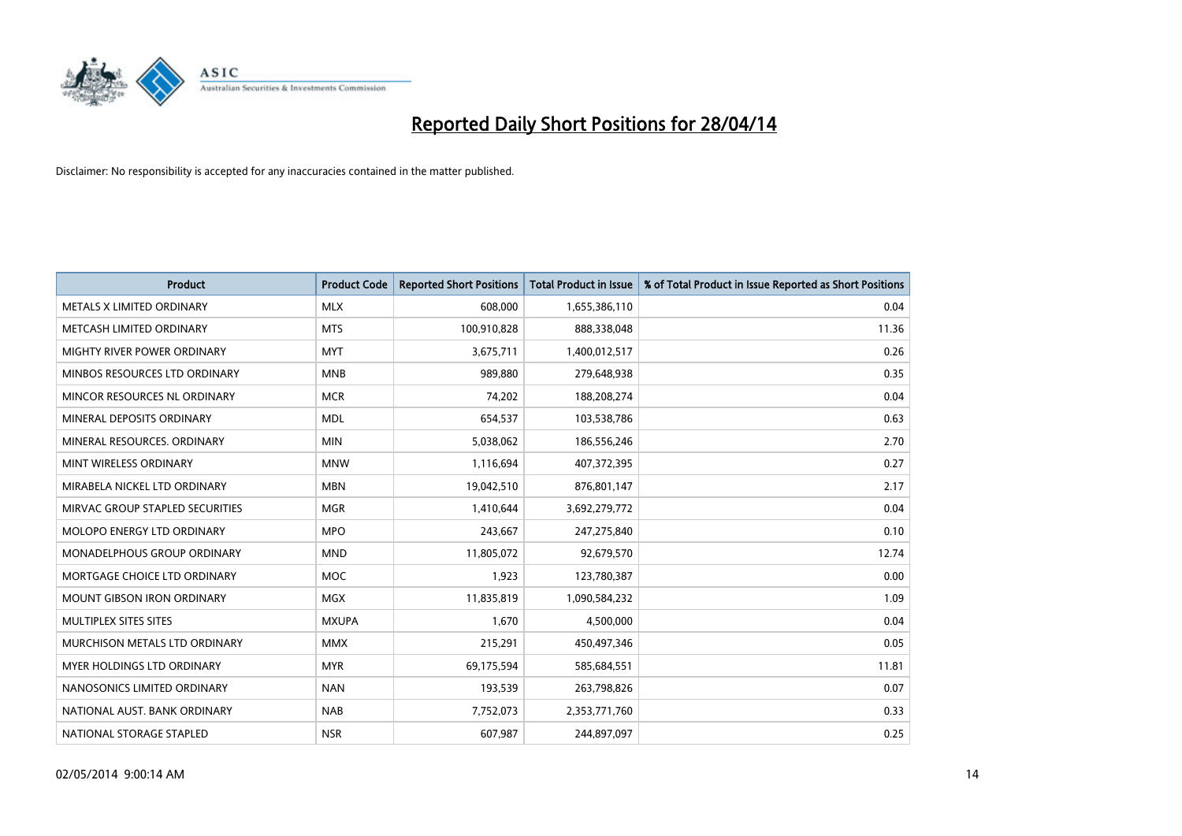# Reported Daily Short Positions for 28/04/14

Disclaimer: No responsibility is accepted for any inaccuracies contained in the matter published.

| Product | Product Code | Reported Short Positions | Total Product in Issue | % of Total Product in Issue Reported as Short Positions |
|---|---|---|---|---|
| METALS X LIMITED ORDINARY | MLX | 608,000 | 1,655,386,110 | 0.04 |
| METCASH LIMITED ORDINARY | MTS | 100,910,828 | 888,338,048 | 11.36 |
| MIGHTY RIVER POWER ORDINARY | MYT | 3,675,711 | 1,400,012,517 | 0.26 |
| MINBOS RESOURCES LTD ORDINARY | MNB | 989,880 | 279,648,938 | 0.35 |
| MINCOR RESOURCES NL ORDINARY | MCR | 74,202 | 188,208,274 | 0.04 |
| MINERAL DEPOSITS ORDINARY | MDL | 654,537 | 103,538,786 | 0.63 |
| MINERAL RESOURCES. ORDINARY | MIN | 5,038,062 | 186,556,246 | 2.70 |
| MINT WIRELESS ORDINARY | MNW | 1,116,694 | 407,372,395 | 0.27 |
| MIRABELA NICKEL LTD ORDINARY | MBN | 19,042,510 | 876,801,147 | 2.17 |
| MIRVAC GROUP STAPLED SECURITIES | MGR | 1,410,644 | 3,692,279,772 | 0.04 |
| MOLOPO ENERGY LTD ORDINARY | MPO | 243,667 | 247,275,840 | 0.10 |
| MONADELPHOUS GROUP ORDINARY | MND | 11,805,072 | 92,679,570 | 12.74 |
| MORTGAGE CHOICE LTD ORDINARY | MOC | 1,923 | 123,780,387 | 0.00 |
| MOUNT GIBSON IRON ORDINARY | MGX | 11,835,819 | 1,090,584,232 | 1.09 |
| MULTIPLEX SITES SITES | MXUPA | 1,670 | 4,500,000 | 0.04 |
| MURCHISON METALS LTD ORDINARY | MMX | 215,291 | 450,497,346 | 0.05 |
| MYER HOLDINGS LTD ORDINARY | MYR | 69,175,594 | 585,684,551 | 11.81 |
| NANOSONICS LIMITED ORDINARY | NAN | 193,539 | 263,798,826 | 0.07 |
| NATIONAL AUST. BANK ORDINARY | NAB | 7,752,073 | 2,353,771,760 | 0.33 |
| NATIONAL STORAGE STAPLED | NSR | 607,987 | 244,897,097 | 0.25 |

02/05/2014 9:00:14 AM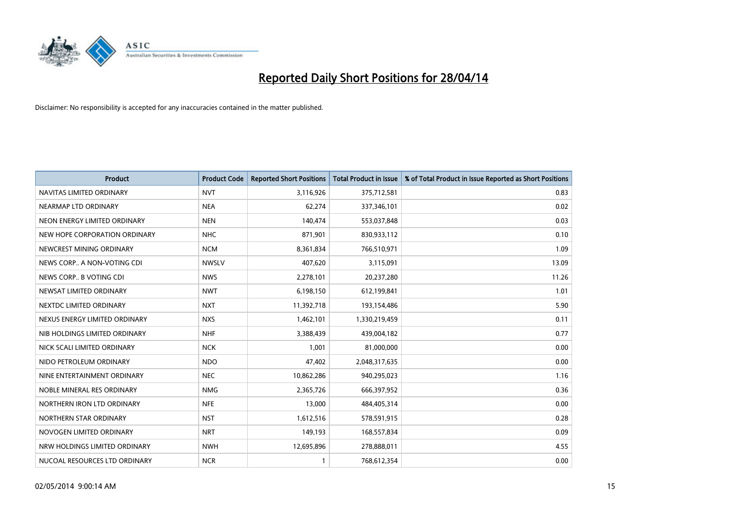# Reported Daily Short Positions for 28/04/14

Disclaimer: No responsibility is accepted for any inaccuracies contained in the matter published.

| Product | Product Code | Reported Short Positions | Total Product in Issue | % of Total Product in Issue Reported as Short Positions |
|---|---|---|---|---|
| NAVITAS LIMITED ORDINARY | NVT | 3,116,926 | 375,712,581 | 0.83 |
| NEARMAP LTD ORDINARY | NEA | 62,274 | 337,346,101 | 0.02 |
| NEON ENERGY LIMITED ORDINARY | NEN | 140,474 | 553,037,848 | 0.03 |
| NEW HOPE CORPORATION ORDINARY | NHC | 871,901 | 830,933,112 | 0.10 |
| NEWCREST MINING ORDINARY | NCM | 8,361,834 | 766,510,971 | 1.09 |
| NEWS CORP.. A NON-VOTING CDI | NWSLV | 407,620 | 3,115,091 | 13.09 |
| NEWS CORP.. B VOTING CDI | NWS | 2,278,101 | 20,237,280 | 11.26 |
| NEWSAT LIMITED ORDINARY | NWT | 6,198,150 | 612,199,841 | 1.01 |
| NEXTDC LIMITED ORDINARY | NXT | 11,392,718 | 193,154,486 | 5.90 |
| NEXUS ENERGY LIMITED ORDINARY | NXS | 1,462,101 | 1,330,219,459 | 0.11 |
| NIB HOLDINGS LIMITED ORDINARY | NHF | 3,388,439 | 439,004,182 | 0.77 |
| NICK SCALI LIMITED ORDINARY | NCK | 1,001 | 81,000,000 | 0.00 |
| NIDO PETROLEUM ORDINARY | NDO | 47,402 | 2,048,317,635 | 0.00 |
| NINE ENTERTAINMENT ORDINARY | NEC | 10,862,286 | 940,295,023 | 1.16 |
| NOBLE MINERAL RES ORDINARY | NMG | 2,365,726 | 666,397,952 | 0.36 |
| NORTHERN IRON LTD ORDINARY | NFE | 13,000 | 484,405,314 | 0.00 |
| NORTHERN STAR ORDINARY | NST | 1,612,516 | 578,591,915 | 0.28 |
| NOVOGEN LIMITED ORDINARY | NRT | 149,193 | 168,557,834 | 0.09 |
| NRW HOLDINGS LIMITED ORDINARY | NWH | 12,695,896 | 278,888,011 | 4.55 |
| NUCOAL RESOURCES LTD ORDINARY | NCR | 1 | 768,612,354 | 0.00 |

02/05/2014 9:00:14 AM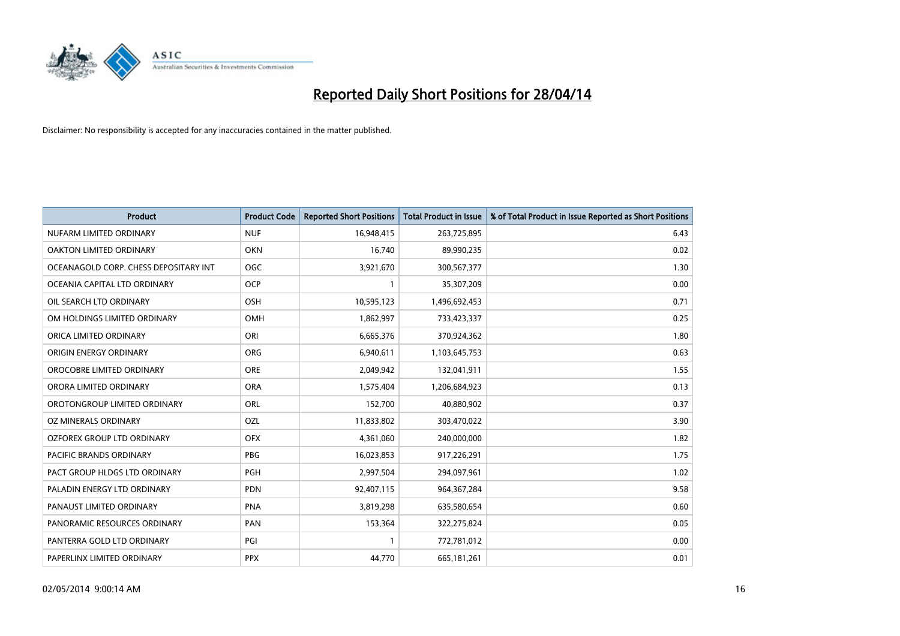# Reported Daily Short Positions for 28/04/14

Disclaimer: No responsibility is accepted for any inaccuracies contained in the matter published.

| Product | Product Code | Reported Short Positions | Total Product in Issue | % of Total Product in Issue Reported as Short Positions |
|---|---|---|---|---|
| NUFARM LIMITED ORDINARY | NUF | 16,948,415 | 263,725,895 | 6.43 |
| OAKTON LIMITED ORDINARY | OKN | 16,740 | 89,990,235 | 0.02 |
| OCEANAGOLD CORP. CHESS DEPOSITARY INT | OGC | 3,921,670 | 300,567,377 | 1.30 |
| OCEANIA CAPITAL LTD ORDINARY | OCP | 1 | 35,307,209 | 0.00 |
| OIL SEARCH LTD ORDINARY | OSH | 10,595,123 | 1,496,692,453 | 0.71 |
| OM HOLDINGS LIMITED ORDINARY | OMH | 1,862,997 | 733,423,337 | 0.25 |
| ORICA LIMITED ORDINARY | ORI | 6,665,376 | 370,924,362 | 1.80 |
| ORIGIN ENERGY ORDINARY | ORG | 6,940,611 | 1,103,645,753 | 0.63 |
| OROCOBRE LIMITED ORDINARY | ORE | 2,049,942 | 132,041,911 | 1.55 |
| ORORA LIMITED ORDINARY | ORA | 1,575,404 | 1,206,684,923 | 0.13 |
| OROTONGROUP LIMITED ORDINARY | ORL | 152,700 | 40,880,902 | 0.37 |
| OZ MINERALS ORDINARY | OZL | 11,833,802 | 303,470,022 | 3.90 |
| OZFOREX GROUP LTD ORDINARY | OFX | 4,361,060 | 240,000,000 | 1.82 |
| PACIFIC BRANDS ORDINARY | PBG | 16,023,853 | 917,226,291 | 1.75 |
| PACT GROUP HLDGS LTD ORDINARY | PGH | 2,997,504 | 294,097,961 | 1.02 |
| PALADIN ENERGY LTD ORDINARY | PDN | 92,407,115 | 964,367,284 | 9.58 |
| PANAUST LIMITED ORDINARY | PNA | 3,819,298 | 635,580,654 | 0.60 |
| PANORAMIC RESOURCES ORDINARY | PAN | 153,364 | 322,275,824 | 0.05 |
| PANTERRA GOLD LTD ORDINARY | PGI | 1 | 772,781,012 | 0.00 |
| PAPERLINX LIMITED ORDINARY | PPX | 44,770 | 665,181,261 | 0.01 |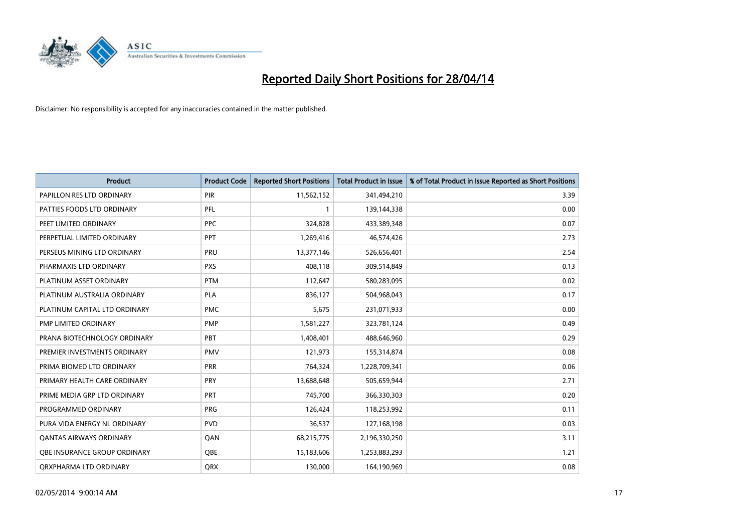# Reported Daily Short Positions for 28/04/14

Disclaimer: No responsibility is accepted for any inaccuracies contained in the matter published.

| Product | Product Code | Reported Short Positions | Total Product in Issue | % of Total Product in Issue Reported as Short Positions |
|---|---|---|---|---|
| PAPILLON RES LTD ORDINARY | PIR | 11,562,152 | 341,494,210 | 3.39 |
| PATTIES FOODS LTD ORDINARY | PFL | 1 | 139,144,338 | 0.00 |
| PEET LIMITED ORDINARY | PPC | 324,828 | 433,389,348 | 0.07 |
| PERPETUAL LIMITED ORDINARY | PPT | 1,269,416 | 46,574,426 | 2.73 |
| PERSEUS MINING LTD ORDINARY | PRU | 13,377,146 | 526,656,401 | 2.54 |
| PHARMAXIS LTD ORDINARY | PXS | 408,118 | 309,514,849 | 0.13 |
| PLATINUM ASSET ORDINARY | PTM | 112,647 | 580,283,095 | 0.02 |
| PLATINUM AUSTRALIA ORDINARY | PLA | 836,127 | 504,968,043 | 0.17 |
| PLATINUM CAPITAL LTD ORDINARY | PMC | 5,675 | 231,071,933 | 0.00 |
| PMP LIMITED ORDINARY | PMP | 1,581,227 | 323,781,124 | 0.49 |
| PRANA BIOTECHNOLOGY ORDINARY | PBT | 1,408,401 | 488,646,960 | 0.29 |
| PREMIER INVESTMENTS ORDINARY | PMV | 121,973 | 155,314,874 | 0.08 |
| PRIMA BIOMED LTD ORDINARY | PRR | 764,324 | 1,228,709,341 | 0.06 |
| PRIMARY HEALTH CARE ORDINARY | PRY | 13,688,648 | 505,659,944 | 2.71 |
| PRIME MEDIA GRP LTD ORDINARY | PRT | 745,700 | 366,330,303 | 0.20 |
| PROGRAMMED ORDINARY | PRG | 126,424 | 118,253,992 | 0.11 |
| PURA VIDA ENERGY NL ORDINARY | PVD | 36,537 | 127,168,198 | 0.03 |
| QANTAS AIRWAYS ORDINARY | QAN | 68,215,775 | 2,196,330,250 | 3.11 |
| QBE INSURANCE GROUP ORDINARY | QBE | 15,183,606 | 1,253,883,293 | 1.21 |
| QRXPHARMA LTD ORDINARY | QRX | 130,000 | 164,190,969 | 0.08 |

02/05/2014 9:00:14 AM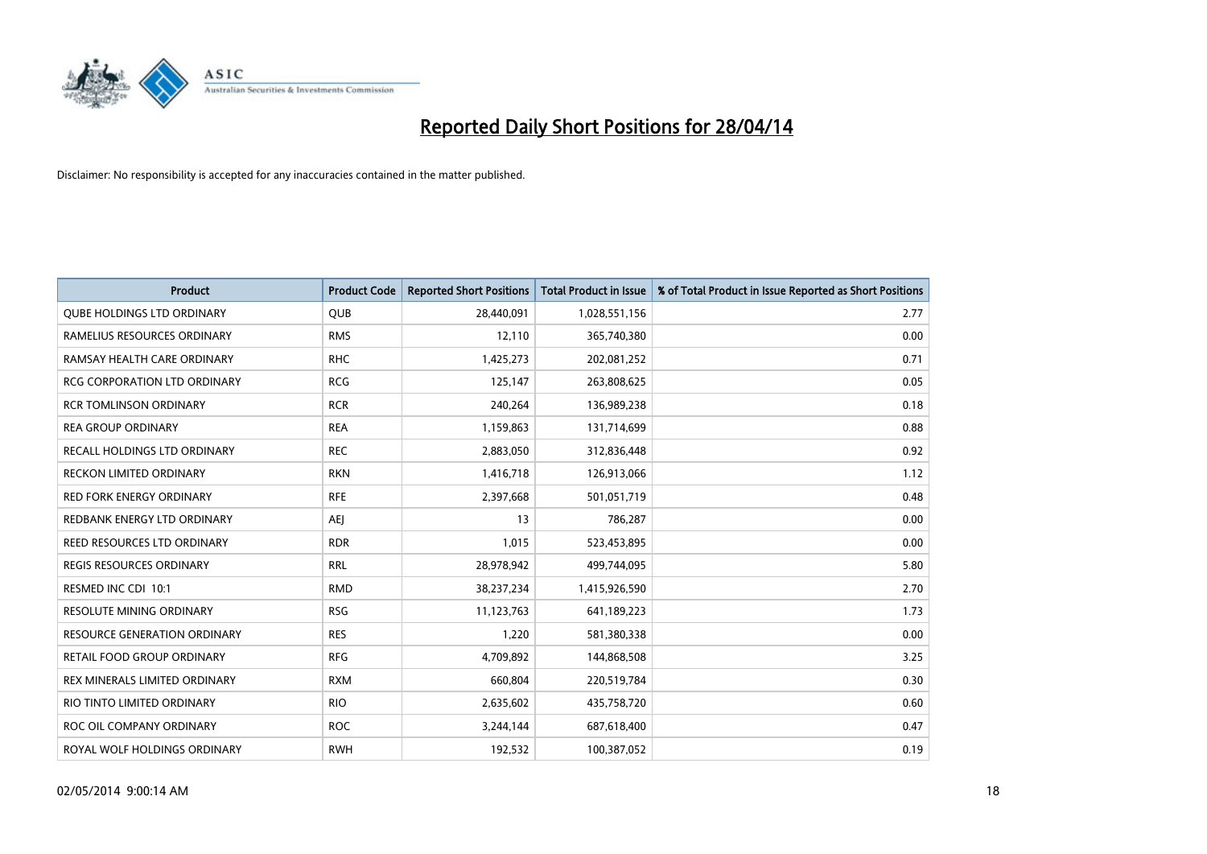# Reported Daily Short Positions for 28/04/14

Disclaimer: No responsibility is accepted for any inaccuracies contained in the matter published.

| Product | Product Code | Reported Short Positions | Total Product in Issue | % of Total Product in Issue Reported as Short Positions |
|---|---|---|---|---|
| QUBE HOLDINGS LTD ORDINARY | QUB | 28,440,091 | 1,028,551,156 | 2.77 |
| RAMELIUS RESOURCES ORDINARY | RMS | 12,110 | 365,740,380 | 0.00 |
| RAMSAY HEALTH CARE ORDINARY | RHC | 1,425,273 | 202,081,252 | 0.71 |
| RCG CORPORATION LTD ORDINARY | RCG | 125,147 | 263,808,625 | 0.05 |
| RCR TOMLINSON ORDINARY | RCR | 240,264 | 136,989,238 | 0.18 |
| REA GROUP ORDINARY | REA | 1,159,863 | 131,714,699 | 0.88 |
| RECALL HOLDINGS LTD ORDINARY | REC | 2,883,050 | 312,836,448 | 0.92 |
| RECKON LIMITED ORDINARY | RKN | 1,416,718 | 126,913,066 | 1.12 |
| RED FORK ENERGY ORDINARY | RFE | 2,397,668 | 501,051,719 | 0.48 |
| REDBANK ENERGY LTD ORDINARY | AEJ | 13 | 786,287 | 0.00 |
| REED RESOURCES LTD ORDINARY | RDR | 1,015 | 523,453,895 | 0.00 |
| REGIS RESOURCES ORDINARY | RRL | 28,978,942 | 499,744,095 | 5.80 |
| RESMED INC CDI 10:1 | RMD | 38,237,234 | 1,415,926,590 | 2.70 |
| RESOLUTE MINING ORDINARY | RSG | 11,123,763 | 641,189,223 | 1.73 |
| RESOURCE GENERATION ORDINARY | RES | 1,220 | 581,380,338 | 0.00 |
| RETAIL FOOD GROUP ORDINARY | RFG | 4,709,892 | 144,868,508 | 3.25 |
| REX MINERALS LIMITED ORDINARY | RXM | 660,804 | 220,519,784 | 0.30 |
| RIO TINTO LIMITED ORDINARY | RIO | 2,635,602 | 435,758,720 | 0.60 |
| ROC OIL COMPANY ORDINARY | ROC | 3,244,144 | 687,618,400 | 0.47 |
| ROYAL WOLF HOLDINGS ORDINARY | RWH | 192,532 | 100,387,052 | 0.19 |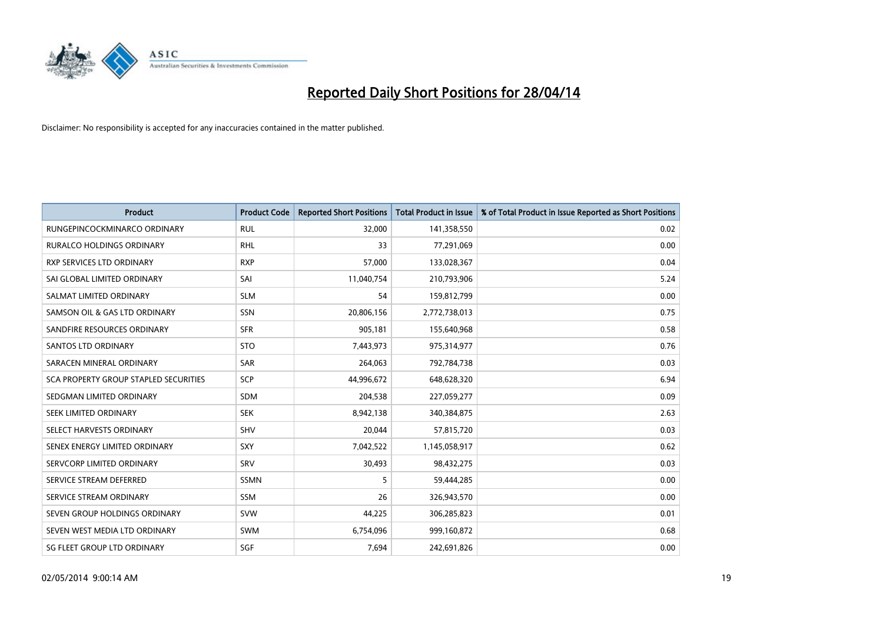# Reported Daily Short Positions for 28/04/14

Disclaimer: No responsibility is accepted for any inaccuracies contained in the matter published.

| Product | Product Code | Reported Short Positions | Total Product in Issue | % of Total Product in Issue Reported as Short Positions |
| --- | --- | --- | --- | --- |
| RUNGEPINCOCKMINARCO ORDINARY | RUL | 32,000 | 141,358,550 | 0.02 |
| RURALCO HOLDINGS ORDINARY | RHL | 33 | 77,291,069 | 0.00 |
| RXP SERVICES LTD ORDINARY | RXP | 57,000 | 133,028,367 | 0.04 |
| SAI GLOBAL LIMITED ORDINARY | SAI | 11,040,754 | 210,793,906 | 5.24 |
| SALMAT LIMITED ORDINARY | SLM | 54 | 159,812,799 | 0.00 |
| SAMSON OIL & GAS LTD ORDINARY | SSN | 20,806,156 | 2,772,738,013 | 0.75 |
| SANDFIRE RESOURCES ORDINARY | SFR | 905,181 | 155,640,968 | 0.58 |
| SANTOS LTD ORDINARY | STO | 7,443,973 | 975,314,977 | 0.76 |
| SARACEN MINERAL ORDINARY | SAR | 264,063 | 792,784,738 | 0.03 |
| SCA PROPERTY GROUP STAPLED SECURITIES | SCP | 44,996,672 | 648,628,320 | 6.94 |
| SEDGMAN LIMITED ORDINARY | SDM | 204,538 | 227,059,277 | 0.09 |
| SEEK LIMITED ORDINARY | SEK | 8,942,138 | 340,384,875 | 2.63 |
| SELECT HARVESTS ORDINARY | SHV | 20,044 | 57,815,720 | 0.03 |
| SENEX ENERGY LIMITED ORDINARY | SXY | 7,042,522 | 1,145,058,917 | 0.62 |
| SERVCORP LIMITED ORDINARY | SRV | 30,493 | 98,432,275 | 0.03 |
| SERVICE STREAM DEFERRED | SSMN | 5 | 59,444,285 | 0.00 |
| SERVICE STREAM ORDINARY | SSM | 26 | 326,943,570 | 0.00 |
| SEVEN GROUP HOLDINGS ORDINARY | SVW | 44,225 | 306,285,823 | 0.01 |
| SEVEN WEST MEDIA LTD ORDINARY | SWM | 6,754,096 | 999,160,872 | 0.68 |
| SG FLEET GROUP LTD ORDINARY | SGF | 7,694 | 242,691,826 | 0.00 |

02/05/2014 9:00:14 AM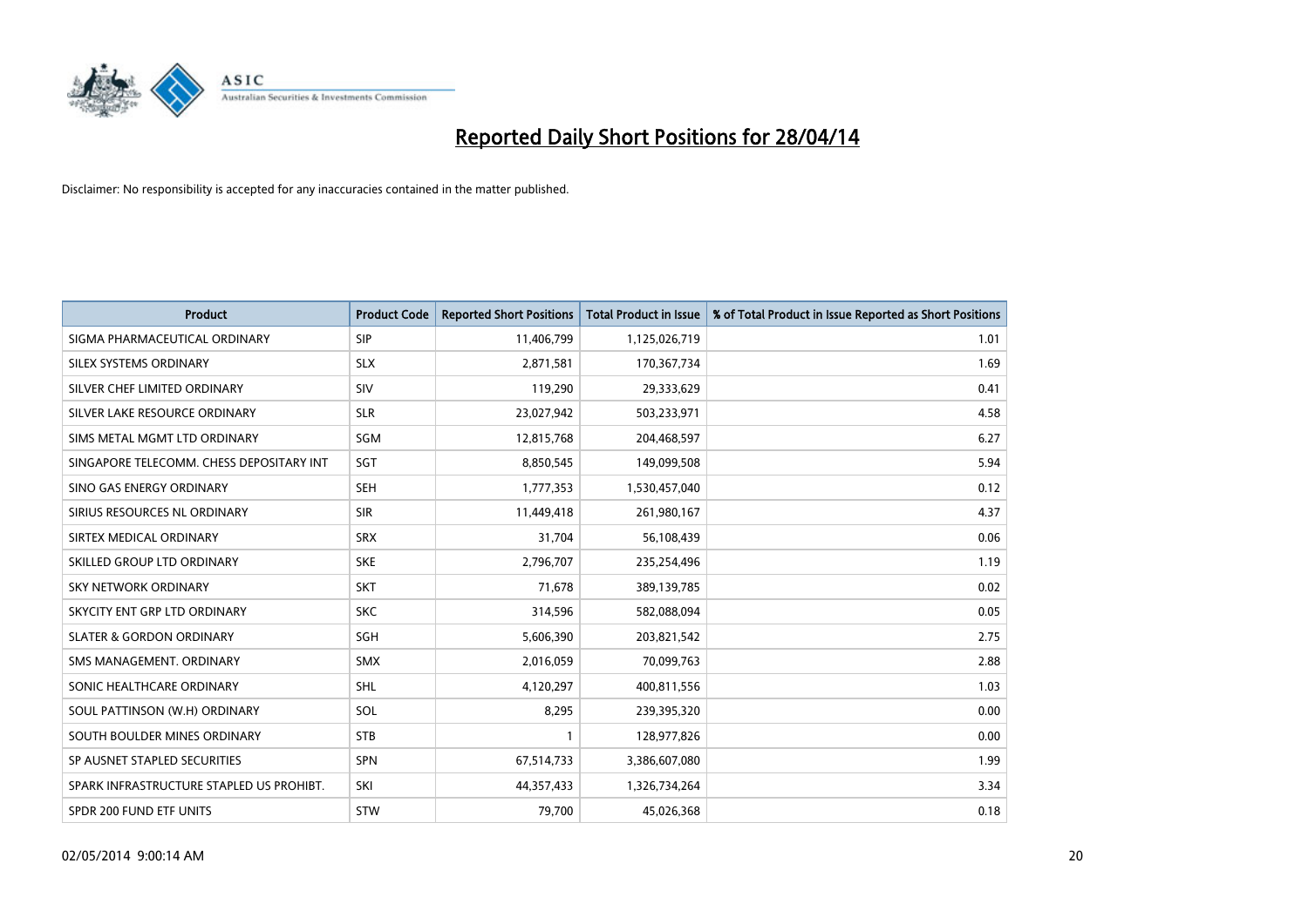# Reported Daily Short Positions for 28/04/14

Disclaimer: No responsibility is accepted for any inaccuracies contained in the matter published.

| Product | Product Code | Reported Short Positions | Total Product in Issue | % of Total Product in Issue Reported as Short Positions |
|---|---|---|---|---|
| SIGMA PHARMACEUTICAL ORDINARY | SIP | 11,406,799 | 1,125,026,719 | 1.01 |
| SILEX SYSTEMS ORDINARY | SLX | 2,871,581 | 170,367,734 | 1.69 |
| SILVER CHEF LIMITED ORDINARY | SIV | 119,290 | 29,333,629 | 0.41 |
| SILVER LAKE RESOURCE ORDINARY | SLR | 23,027,942 | 503,233,971 | 4.58 |
| SIMS METAL MGMT LTD ORDINARY | SGM | 12,815,768 | 204,468,597 | 6.27 |
| SINGAPORE TELECOMM. CHESS DEPOSITARY INT | SGT | 8,850,545 | 149,099,508 | 5.94 |
| SINO GAS ENERGY ORDINARY | SEH | 1,777,353 | 1,530,457,040 | 0.12 |
| SIRIUS RESOURCES NL ORDINARY | SIR | 11,449,418 | 261,980,167 | 4.37 |
| SIRTEX MEDICAL ORDINARY | SRX | 31,704 | 56,108,439 | 0.06 |
| SKILLED GROUP LTD ORDINARY | SKE | 2,796,707 | 235,254,496 | 1.19 |
| SKY NETWORK ORDINARY | SKT | 71,678 | 389,139,785 | 0.02 |
| SKYCITY ENT GRP LTD ORDINARY | SKC | 314,596 | 582,088,094 | 0.05 |
| SLATER & GORDON ORDINARY | SGH | 5,606,390 | 203,821,542 | 2.75 |
| SMS MANAGEMENT. ORDINARY | SMX | 2,016,059 | 70,099,763 | 2.88 |
| SONIC HEALTHCARE ORDINARY | SHL | 4,120,297 | 400,811,556 | 1.03 |
| SOUL PATTINSON (W.H) ORDINARY | SOL | 8,295 | 239,395,320 | 0.00 |
| SOUTH BOULDER MINES ORDINARY | STB | 1 | 128,977,826 | 0.00 |
| SP AUSNET STAPLED SECURITIES | SPN | 67,514,733 | 3,386,607,080 | 1.99 |
| SPARK INFRASTRUCTURE STAPLED US PROHIBT. | SKI | 44,357,433 | 1,326,734,264 | 3.34 |
| SPDR 200 FUND ETF UNITS | STW | 79,700 | 45,026,368 | 0.18 |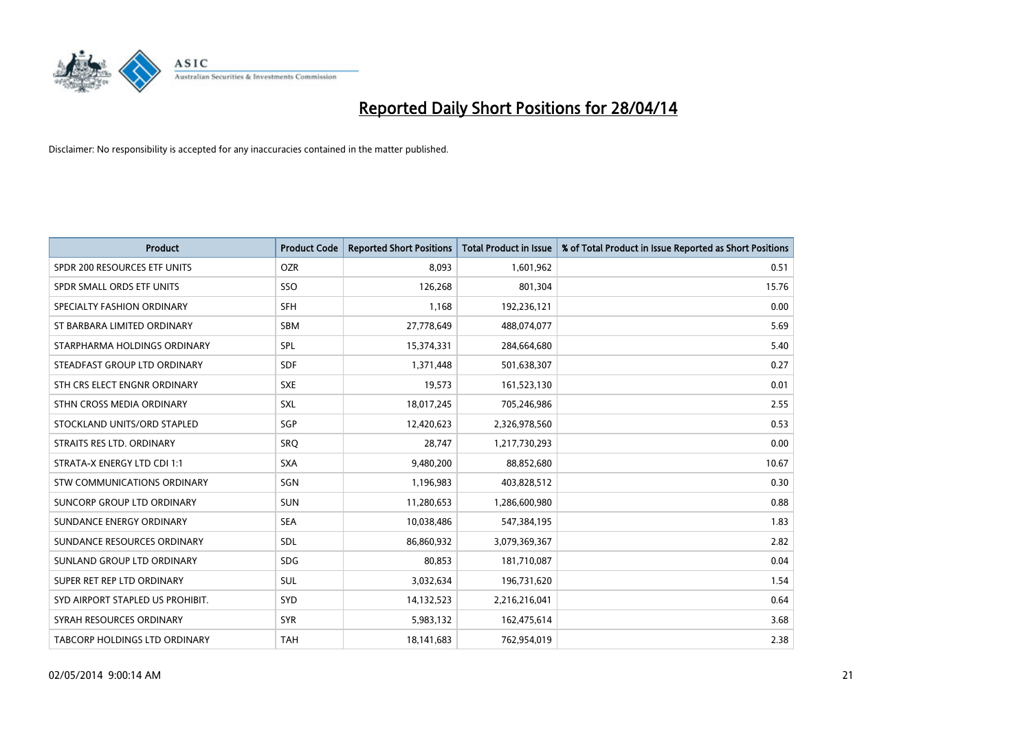# Reported Daily Short Positions for 28/04/14

Disclaimer: No responsibility is accepted for any inaccuracies contained in the matter published.

| Product | Product Code | Reported Short Positions | Total Product in Issue | % of Total Product in Issue Reported as Short Positions |
|---|---|---|---|---|
| SPDR 200 RESOURCES ETF UNITS | OZR | 8,093 | 1,601,962 | 0.51 |
| SPDR SMALL ORDS ETF UNITS | SSO | 126,268 | 801,304 | 15.76 |
| SPECIALTY FASHION ORDINARY | SFH | 1,168 | 192,236,121 | 0.00 |
| ST BARBARA LIMITED ORDINARY | SBM | 27,778,649 | 488,074,077 | 5.69 |
| STARPHARMA HOLDINGS ORDINARY | SPL | 15,374,331 | 284,664,680 | 5.40 |
| STEADFAST GROUP LTD ORDINARY | SDF | 1,371,448 | 501,638,307 | 0.27 |
| STH CRS ELECT ENGNR ORDINARY | SXE | 19,573 | 161,523,130 | 0.01 |
| STHN CROSS MEDIA ORDINARY | SXL | 18,017,245 | 705,246,986 | 2.55 |
| STOCKLAND UNITS/ORD STAPLED | SGP | 12,420,623 | 2,326,978,560 | 0.53 |
| STRAITS RES LTD. ORDINARY | SRQ | 28,747 | 1,217,730,293 | 0.00 |
| STRATA-X ENERGY LTD CDI 1:1 | SXA | 9,480,200 | 88,852,680 | 10.67 |
| STW COMMUNICATIONS ORDINARY | SGN | 1,196,983 | 403,828,512 | 0.30 |
| SUNCORP GROUP LTD ORDINARY | SUN | 11,280,653 | 1,286,600,980 | 0.88 |
| SUNDANCE ENERGY ORDINARY | SEA | 10,038,486 | 547,384,195 | 1.83 |
| SUNDANCE RESOURCES ORDINARY | SDL | 86,860,932 | 3,079,369,367 | 2.82 |
| SUNLAND GROUP LTD ORDINARY | SDG | 80,853 | 181,710,087 | 0.04 |
| SUPER RET REP LTD ORDINARY | SUL | 3,032,634 | 196,731,620 | 1.54 |
| SYD AIRPORT STAPLED US PROHIBIT. | SYD | 14,132,523 | 2,216,216,041 | 0.64 |
| SYRAH RESOURCES ORDINARY | SYR | 5,983,132 | 162,475,614 | 3.68 |
| TABCORP HOLDINGS LTD ORDINARY | TAH | 18,141,683 | 762,954,019 | 2.38 |

02/05/2014 9:00:14 AM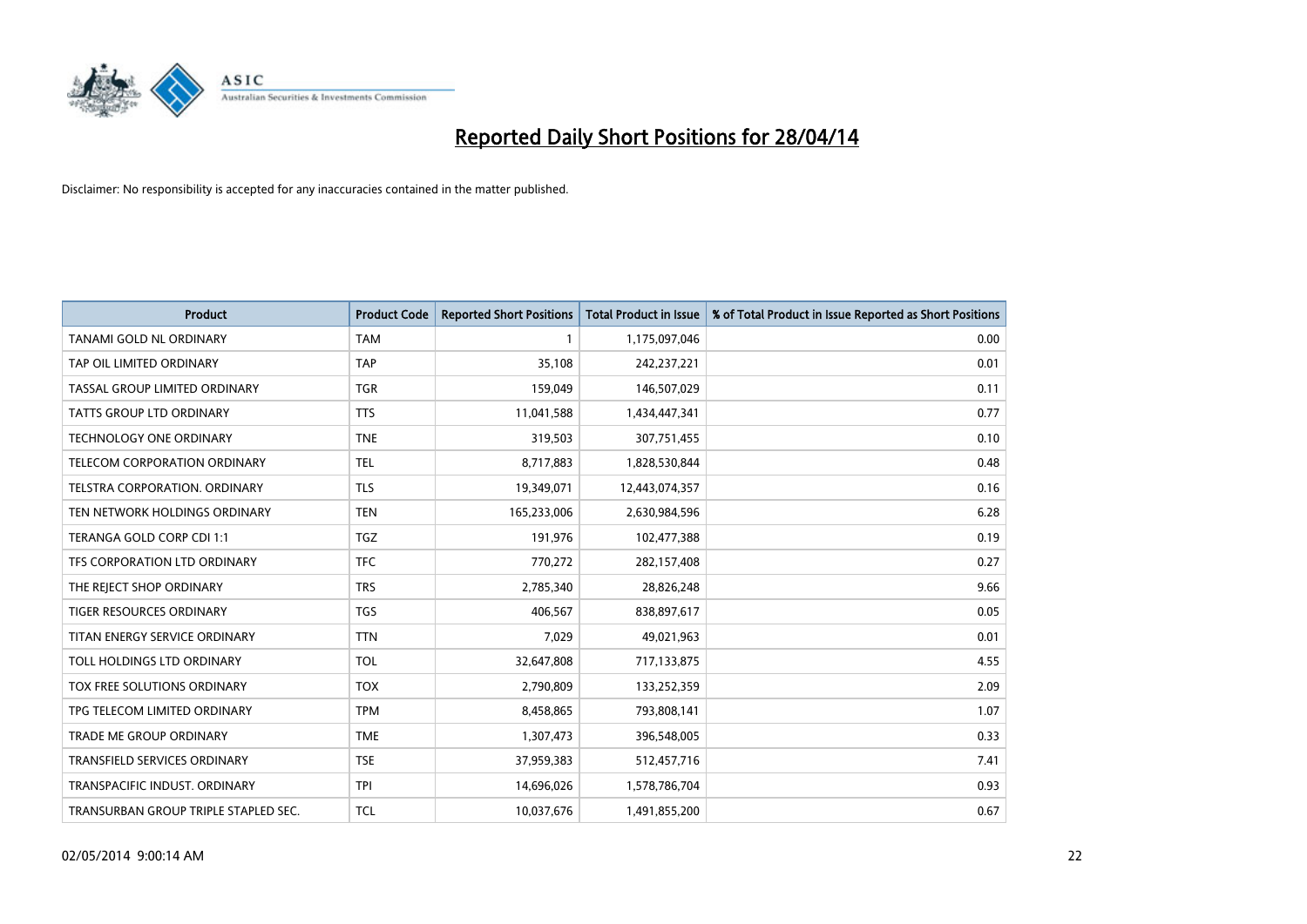# Reported Daily Short Positions for 28/04/14

Disclaimer: No responsibility is accepted for any inaccuracies contained in the matter published.

| Product | Product Code | Reported Short Positions | Total Product in Issue | % of Total Product in Issue Reported as Short Positions |
|---|---|---|---|---|
| TANAMI GOLD NL ORDINARY | TAM | 1 | 1,175,097,046 | 0.00 |
| TAP OIL LIMITED ORDINARY | TAP | 35,108 | 242,237,221 | 0.01 |
| TASSAL GROUP LIMITED ORDINARY | TGR | 159,049 | 146,507,029 | 0.11 |
| TATTS GROUP LTD ORDINARY | TTS | 11,041,588 | 1,434,447,341 | 0.77 |
| TECHNOLOGY ONE ORDINARY | TNE | 319,503 | 307,751,455 | 0.10 |
| TELECOM CORPORATION ORDINARY | TEL | 8,717,883 | 1,828,530,844 | 0.48 |
| TELSTRA CORPORATION. ORDINARY | TLS | 19,349,071 | 12,443,074,357 | 0.16 |
| TEN NETWORK HOLDINGS ORDINARY | TEN | 165,233,006 | 2,630,984,596 | 6.28 |
| TERANGA GOLD CORP CDI 1:1 | TGZ | 191,976 | 102,477,388 | 0.19 |
| TFS CORPORATION LTD ORDINARY | TFC | 770,272 | 282,157,408 | 0.27 |
| THE REJECT SHOP ORDINARY | TRS | 2,785,340 | 28,826,248 | 9.66 |
| TIGER RESOURCES ORDINARY | TGS | 406,567 | 838,897,617 | 0.05 |
| TITAN ENERGY SERVICE ORDINARY | TTN | 7,029 | 49,021,963 | 0.01 |
| TOLL HOLDINGS LTD ORDINARY | TOL | 32,647,808 | 717,133,875 | 4.55 |
| TOX FREE SOLUTIONS ORDINARY | TOX | 2,790,809 | 133,252,359 | 2.09 |
| TPG TELECOM LIMITED ORDINARY | TPM | 8,458,865 | 793,808,141 | 1.07 |
| TRADE ME GROUP ORDINARY | TME | 1,307,473 | 396,548,005 | 0.33 |
| TRANSFIELD SERVICES ORDINARY | TSE | 37,959,383 | 512,457,716 | 7.41 |
| TRANSPACIFIC INDUST. ORDINARY | TPI | 14,696,026 | 1,578,786,704 | 0.93 |
| TRANSURBAN GROUP TRIPLE STAPLED SEC. | TCL | 10,037,676 | 1,491,855,200 | 0.67 |

02/05/2014 9:00:14 AM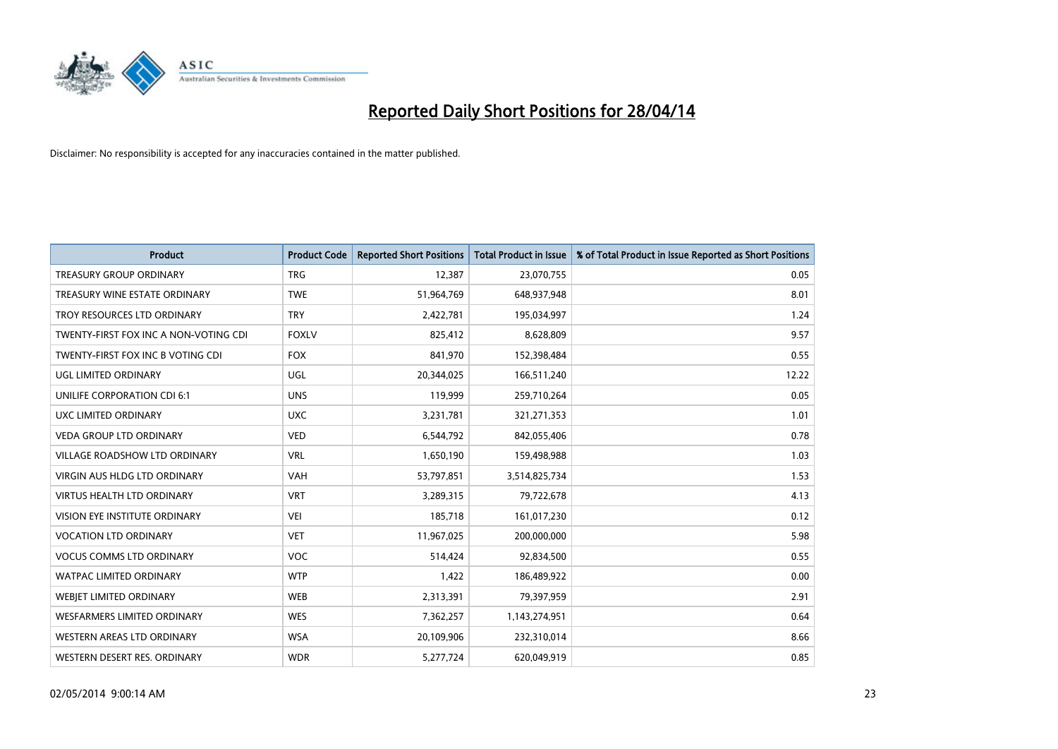# Reported Daily Short Positions for 28/04/14

Disclaimer: No responsibility is accepted for any inaccuracies contained in the matter published.

| Product | Product Code | Reported Short Positions | Total Product in Issue | % of Total Product in Issue Reported as Short Positions |
|---|---|---|---|---|
| TREASURY GROUP ORDINARY | TRG | 12,387 | 23,070,755 | 0.05 |
| TREASURY WINE ESTATE ORDINARY | TWE | 51,964,769 | 648,937,948 | 8.01 |
| TROY RESOURCES LTD ORDINARY | TRY | 2,422,781 | 195,034,997 | 1.24 |
| TWENTY-FIRST FOX INC A NON-VOTING CDI | FOXLV | 825,412 | 8,628,809 | 9.57 |
| TWENTY-FIRST FOX INC B VOTING CDI | FOX | 841,970 | 152,398,484 | 0.55 |
| UGL LIMITED ORDINARY | UGL | 20,344,025 | 166,511,240 | 12.22 |
| UNILIFE CORPORATION CDI 6:1 | UNS | 119,999 | 259,710,264 | 0.05 |
| UXC LIMITED ORDINARY | UXC | 3,231,781 | 321,271,353 | 1.01 |
| VEDA GROUP LTD ORDINARY | VED | 6,544,792 | 842,055,406 | 0.78 |
| VILLAGE ROADSHOW LTD ORDINARY | VRL | 1,650,190 | 159,498,988 | 1.03 |
| VIRGIN AUS HLDG LTD ORDINARY | VAH | 53,797,851 | 3,514,825,734 | 1.53 |
| VIRTUS HEALTH LTD ORDINARY | VRT | 3,289,315 | 79,722,678 | 4.13 |
| VISION EYE INSTITUTE ORDINARY | VEI | 185,718 | 161,017,230 | 0.12 |
| VOCATION LTD ORDINARY | VET | 11,967,025 | 200,000,000 | 5.98 |
| VOCUS COMMS LTD ORDINARY | VOC | 514,424 | 92,834,500 | 0.55 |
| WATPAC LIMITED ORDINARY | WTP | 1,422 | 186,489,922 | 0.00 |
| WEBJET LIMITED ORDINARY | WEB | 2,313,391 | 79,397,959 | 2.91 |
| WESFARMERS LIMITED ORDINARY | WES | 7,362,257 | 1,143,274,951 | 0.64 |
| WESTERN AREAS LTD ORDINARY | WSA | 20,109,906 | 232,310,014 | 8.66 |
| WESTERN DESERT RES. ORDINARY | WDR | 5,277,724 | 620,049,919 | 0.85 |

02/05/2014 9:00:14 AM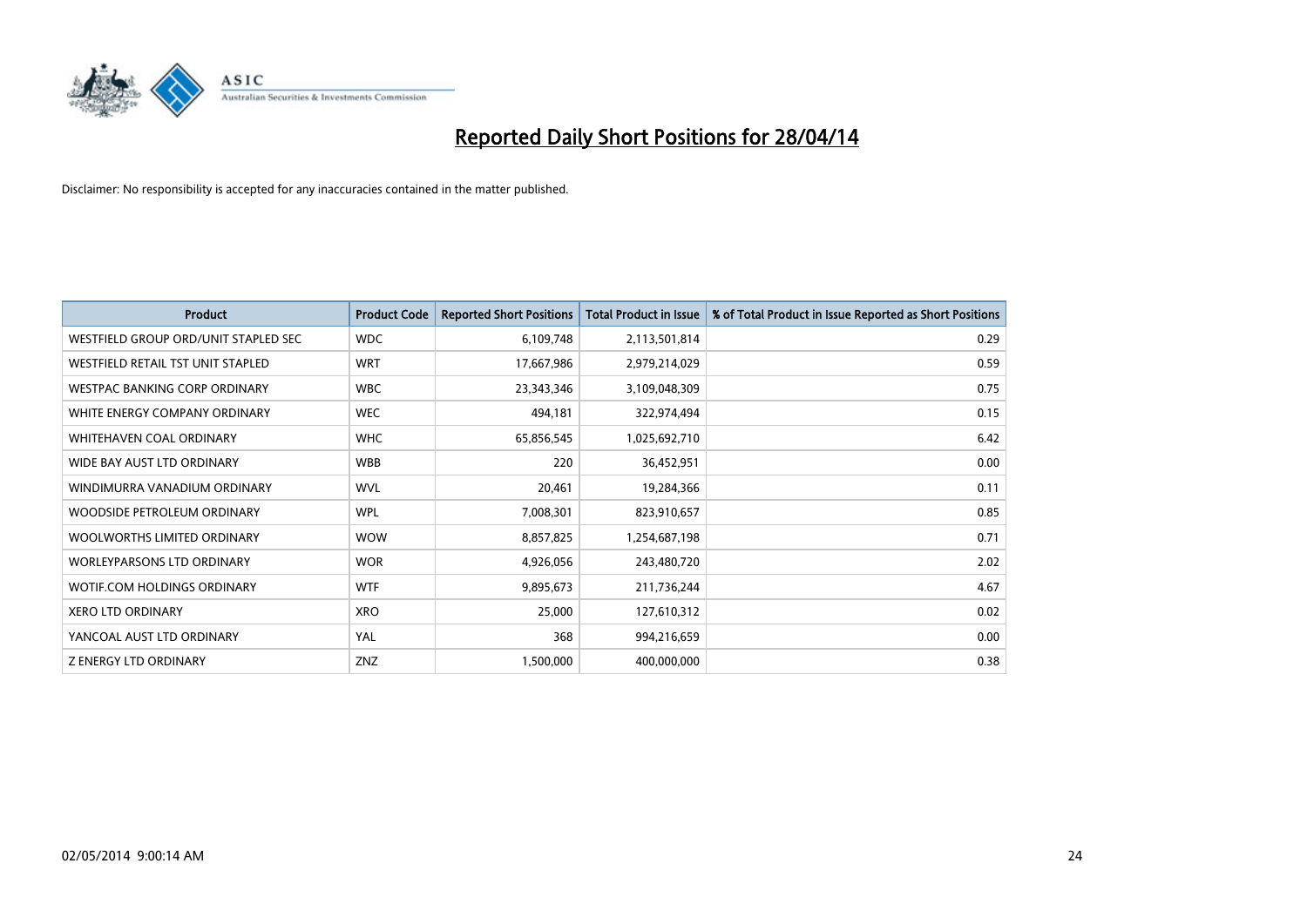# Reported Daily Short Positions for 28/04/14

Disclaimer: No responsibility is accepted for any inaccuracies contained in the matter published.

| Product | Product Code | Reported Short Positions | Total Product in Issue | % of Total Product in Issue Reported as Short Positions |
|---|---|---|---|---|
| WESTFIELD GROUP ORD/UNIT STAPLED SEC | WDC | 6,109,748 | 2,113,501,814 | 0.29 |
| WESTFIELD RETAIL TST UNIT STAPLED | WRT | 17,667,986 | 2,979,214,029 | 0.59 |
| WESTPAC BANKING CORP ORDINARY | WBC | 23,343,346 | 3,109,048,309 | 0.75 |
| WHITE ENERGY COMPANY ORDINARY | WEC | 494,181 | 322,974,494 | 0.15 |
| WHITEHAVEN COAL ORDINARY | WHC | 65,856,545 | 1,025,692,710 | 6.42 |
| WIDE BAY AUST LTD ORDINARY | WBB | 220 | 36,452,951 | 0.00 |
| WINDIMURRA VANADIUM ORDINARY | WVL | 20,461 | 19,284,366 | 0.11 |
| WOODSIDE PETROLEUM ORDINARY | WPL | 7,008,301 | 823,910,657 | 0.85 |
| WOOLWORTHS LIMITED ORDINARY | WOW | 8,857,825 | 1,254,687,198 | 0.71 |
| WORLEYPARSONS LTD ORDINARY | WOR | 4,926,056 | 243,480,720 | 2.02 |
| WOTIF.COM HOLDINGS ORDINARY | WTF | 9,895,673 | 211,736,244 | 4.67 |
| XERO LTD ORDINARY | XRO | 25,000 | 127,610,312 | 0.02 |
| YANCOAL AUST LTD ORDINARY | YAL | 368 | 994,216,659 | 0.00 |
| Z ENERGY LTD ORDINARY | ZNZ | 1,500,000 | 400,000,000 | 0.38 |

02/05/2014 9:00:14 AM